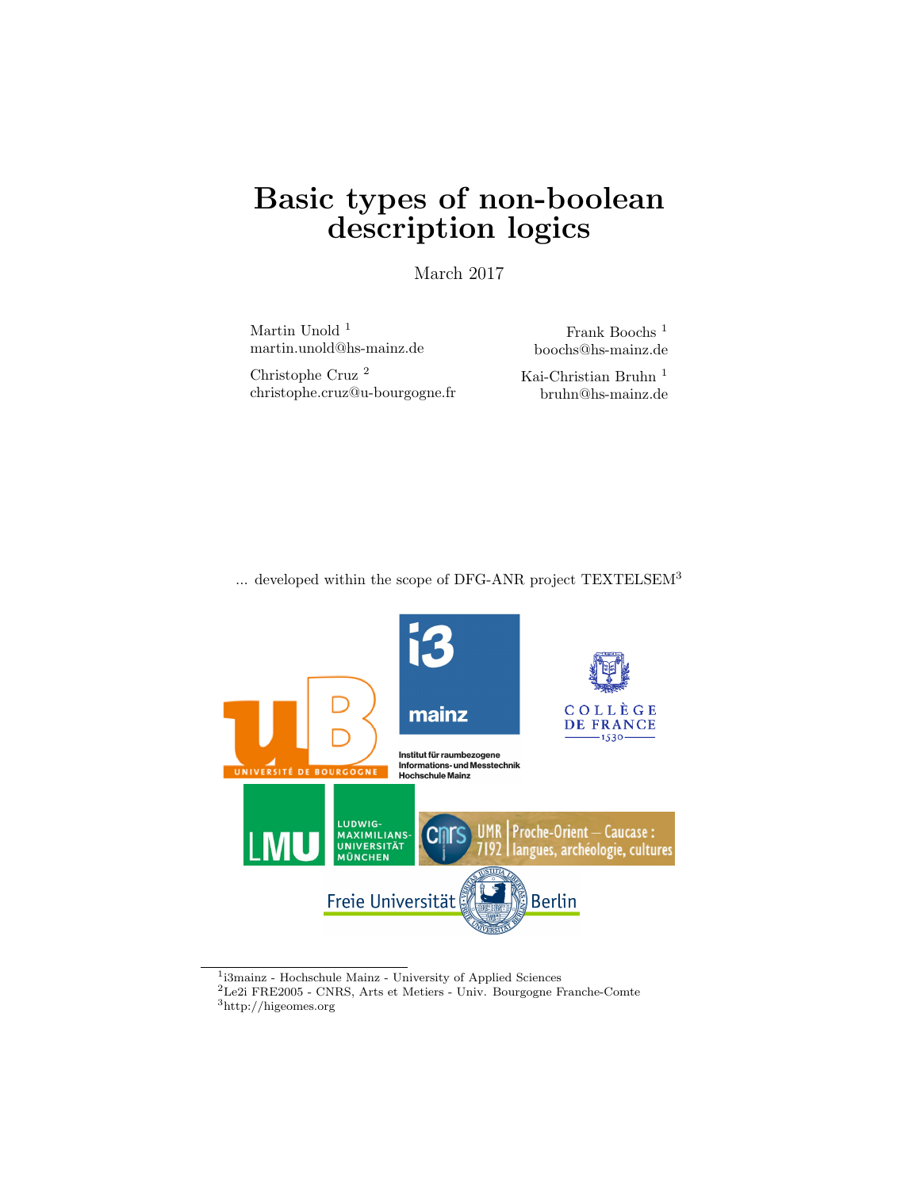# Basic types of non-boolean description logics

March 2017

Martin Unold [1]
martin.unold@hs-mainz.de

Christophe Cruz [2]
christophe.cruz@u-bourgogne.fr

Frank Boochs [1]
boochs@hs-mainz.de

Kai-Christian Bruhn [1]
bruhn@hs-mainz.de

... developed within the scope of DFG-ANR project TEXTELSEM[3]

[1] i3mainz - Hochschule Mainz - University of Applied Sciences
[2] Le2i FRE2005 - CNRS, Arts et Metiers - Univ. Bourgogne Franche-Comte
[3] http://higeomes.org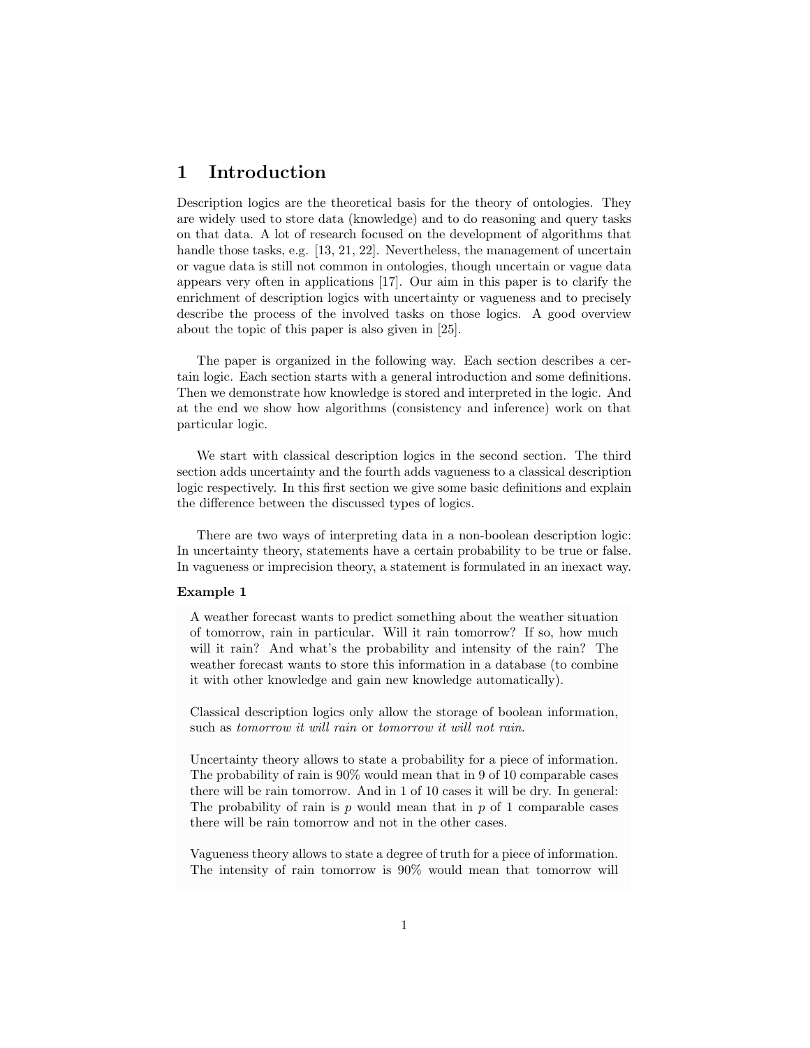# 1 Introduction

Description logics are the theoretical basis for the theory of ontologies. They are widely used to store data (knowledge) and to do reasoning and query tasks on that data. A lot of research focused on the development of algorithms that handle those tasks, e.g. [13, 21, 22]. Nevertheless, the management of uncertain or vague data is still not common in ontologies, though uncertain or vague data appears very often in applications [17]. Our aim in this paper is to clarify the enrichment of description logics with uncertainty or vagueness and to precisely describe the process of the involved tasks on those logics. A good overview about the topic of this paper is also given in [25].

The paper is organized in the following way. Each section describes a certain logic. Each section starts with a general introduction and some definitions. Then we demonstrate how knowledge is stored and interpreted in the logic. And at the end we show how algorithms (consistency and inference) work on that particular logic.

We start with classical description logics in the second section. The third section adds uncertainty and the fourth adds vagueness to a classical description logic respectively. In this first section we give some basic definitions and explain the difference between the discussed types of logics.

There are two ways of interpreting data in a non-boolean description logic: In uncertainty theory, statements have a certain probability to be true or false. In vagueness or imprecision theory, a statement is formulated in an inexact way.

**Example 1**

A weather forecast wants to predict something about the weather situation of tomorrow, rain in particular. Will it rain tomorrow? If so, how much will it rain? And what's the probability and intensity of the rain? The weather forecast wants to store this information in a database (to combine it with other knowledge and gain new knowledge automatically).

Classical description logics only allow the storage of boolean information, such as *tomorrow it will rain* or *tomorrow it will not rain*.

Uncertainty theory allows to state a probability for a piece of information. The probability of rain is 90% would mean that in 9 of 10 comparable cases there will be rain tomorrow. And in 1 of 10 cases it will be dry. In general: The probability of rain is $p$ would mean that in $p$ of 1 comparable cases there will be rain tomorrow and not in the other cases.

Vagueness theory allows to state a degree of truth for a piece of information. The intensity of rain tomorrow is 90% would mean that tomorrow will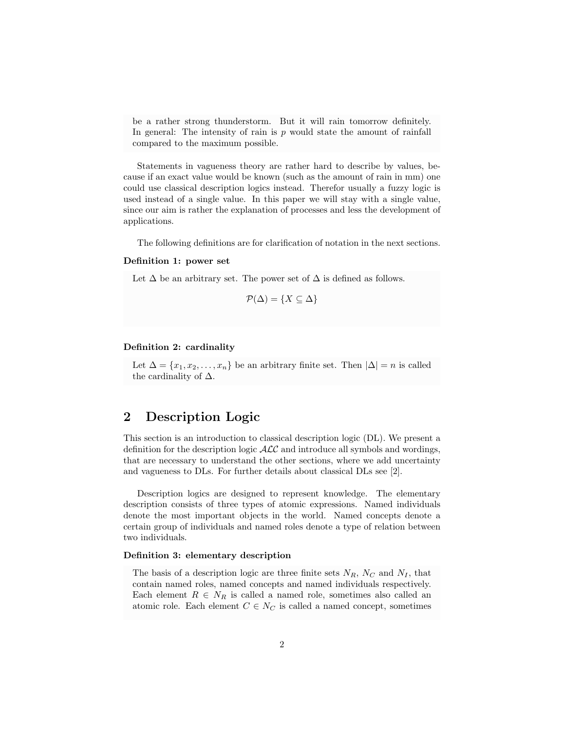be a rather strong thunderstorm. But it will rain tomorrow definitely. In general: The intensity of rain is $p$ would state the amount of rainfall compared to the maximum possible.

Statements in vagueness theory are rather hard to describe by values, because if an exact value would be known (such as the amount of rain in mm) one could use classical description logics instead. Therefor usually a fuzzy logic is used instead of a single value. In this paper we will stay with a single value, since our aim is rather the explanation of processes and less the development of applications.

The following definitions are for clarification of notation in the next sections.

**Definition 1: power set**

Let $\Delta$ be an arbitrary set. The power set of $\Delta$ is defined as follows.

$$\mathcal{P}(\Delta) = \{X \subseteq \Delta\}$$

**Definition 2: cardinality**

Let $\Delta = \{x_1, x_2, \ldots, x_n\}$ be an arbitrary finite set. Then $|\Delta| = n$ is called the cardinality of $\Delta$.

## 2 Description Logic

This section is an introduction to classical description logic (DL). We present a definition for the description logic $\mathcal{ALC}$ and introduce all symbols and wordings, that are necessary to understand the other sections, where we add uncertainty and vagueness to DLs. For further details about classical DLs see [2].

Description logics are designed to represent knowledge. The elementary description consists of three types of atomic expressions. Named individuals denote the most important objects in the world. Named concepts denote a certain group of individuals and named roles denote a type of relation between two individuals.

**Definition 3: elementary description**

The basis of a description logic are three finite sets $N_R$, $N_C$ and $N_I$, that contain named roles, named concepts and named individuals respectively. Each element $R \in N_R$ is called a named role, sometimes also called an atomic role. Each element $C \in N_C$ is called a named concept, sometimes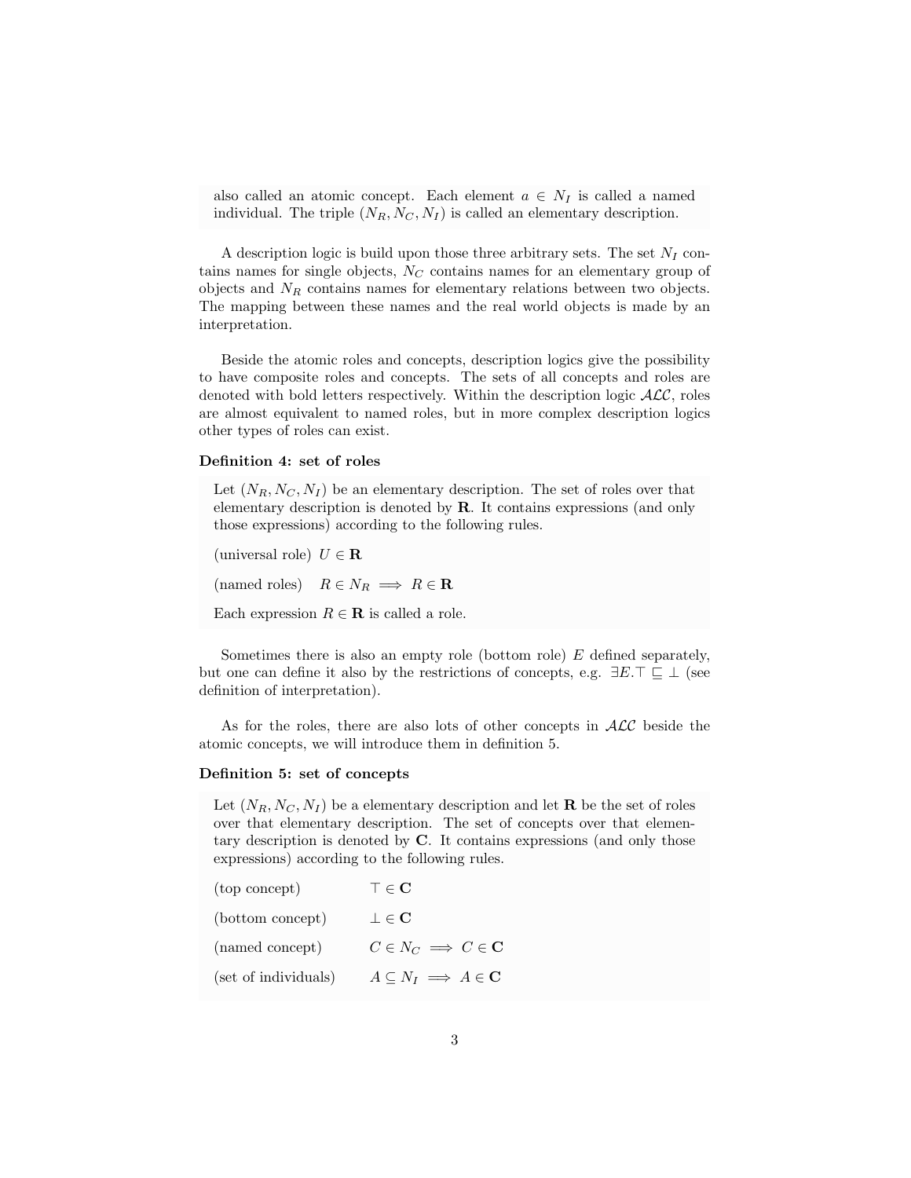also called an atomic concept. Each element $a \in N_I$ is called a named individual. The triple $(N_R, N_C, N_I)$ is called an elementary description.

A description logic is build upon those three arbitrary sets. The set $N_I$ contains names for single objects, $N_C$ contains names for an elementary group of objects and $N_R$ contains names for elementary relations between two objects. The mapping between these names and the real world objects is made by an interpretation.

Beside the atomic roles and concepts, description logics give the possibility to have composite roles and concepts. The sets of all concepts and roles are denoted with bold letters respectively. Within the description logic $\mathcal{ALC}$, roles are almost equivalent to named roles, but in more complex description logics other types of roles can exist.

**Definition 4: set of roles**

Let $(N_R, N_C, N_I)$ be an elementary description. The set of roles over that elementary description is denoted by $\mathbf{R}$. It contains expressions (and only those expressions) according to the following rules.

(universal role) $U \in \mathbf{R}$

(named roles) $R \in N_R \implies R \in \mathbf{R}$

Each expression $R \in \mathbf{R}$ is called a role.

Sometimes there is also an empty role (bottom role) $E$ defined separately, but one can define it also by the restrictions of concepts, e.g. $\exists E.\top \sqsubseteq \bot$ (see definition of interpretation).

As for the roles, there are also lots of other concepts in $\mathcal{ALC}$ beside the atomic concepts, we will introduce them in definition 5.

**Definition 5: set of concepts**

Let $(N_R, N_C, N_I)$ be a elementary description and let $\mathbf{R}$ be the set of roles over that elementary description. The set of concepts over that elementary description is denoted by $\mathbf{C}$. It contains expressions (and only those expressions) according to the following rules.

(top concept) $\top \in \mathbf{C}$

(bottom concept) $\bot \in \mathbf{C}$

(named concept) $C \in N_C \implies C \in \mathbf{C}$

(set of individuals) $A \subseteq N_I \implies A \in \mathbf{C}$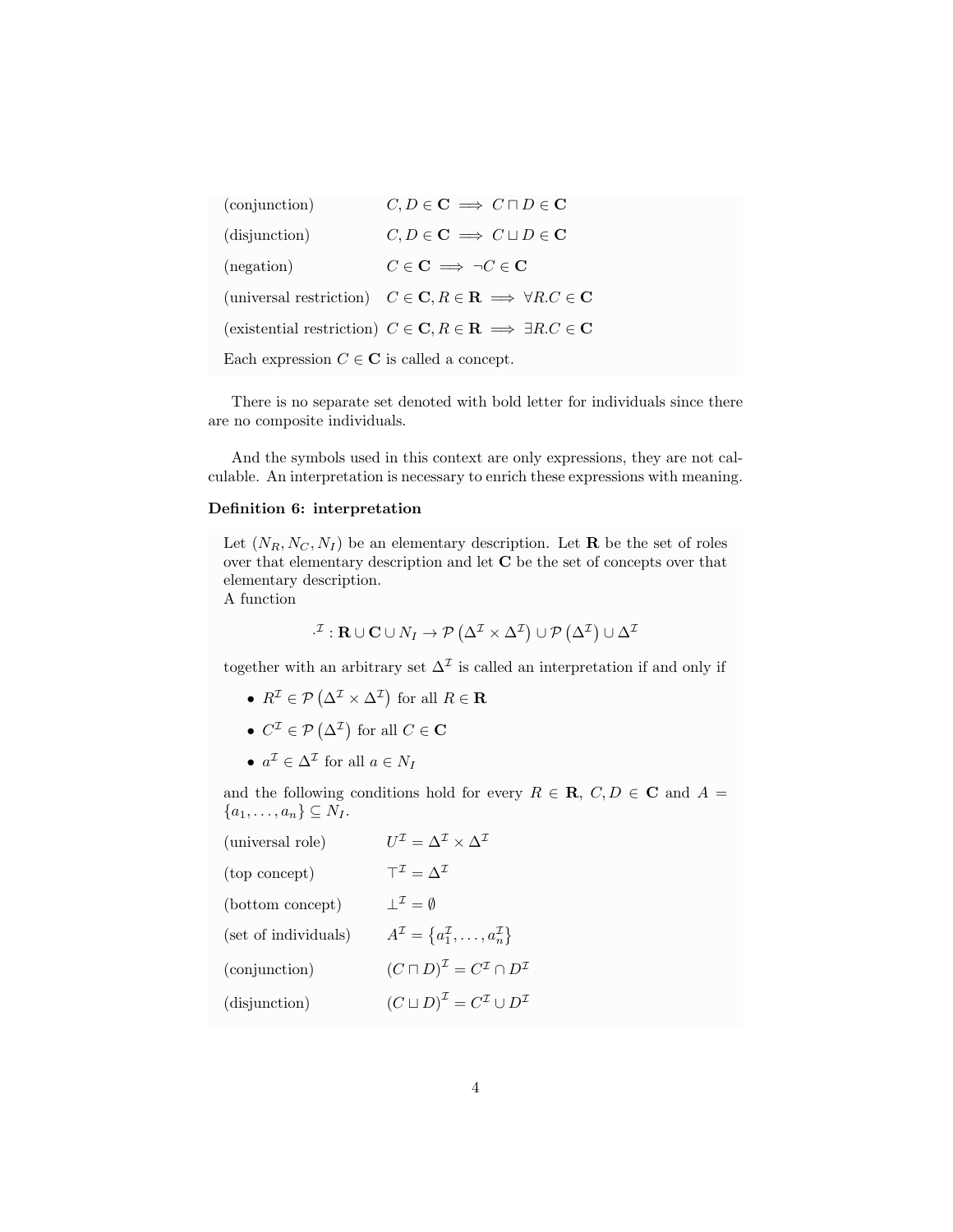| | |
|---|---|
| (conjunction) | $C, D \in \mathbf{C} \implies C \sqcap D \in \mathbf{C}$ |
| (disjunction) | $C, D \in \mathbf{C} \implies C \sqcup D \in \mathbf{C}$ |
| (negation) | $C \in \mathbf{C} \implies \neg C \in \mathbf{C}$ |
| (universal restriction) | $C \in \mathbf{C}, R \in \mathbf{R} \implies \forall R.C \in \mathbf{C}$ |
| (existential restriction) | $C \in \mathbf{C}, R \in \mathbf{R} \implies \exists R.C \in \mathbf{C}$ |

Each expression $C \in \mathbf{C}$ is called a concept.

There is no separate set denoted with bold letter for individuals since there are no composite individuals.

And the symbols used in this context are only expressions, they are not calculable. An interpretation is necessary to enrich these expressions with meaning.

**Definition 6: interpretation**

Let $(N_R, N_C, N_I)$ be an elementary description. Let $\mathbf{R}$ be the set of roles over that elementary description and let $\mathbf{C}$ be the set of concepts over that elementary description.
A function

$$\cdot^{\mathcal{I}} : \mathbf{R} \cup \mathbf{C} \cup N_I \to \mathcal{P}\left(\Delta^{\mathcal{I}} \times \Delta^{\mathcal{I}}\right) \cup \mathcal{P}\left(\Delta^{\mathcal{I}}\right) \cup \Delta^{\mathcal{I}}$$

together with an arbitrary set $\Delta^{\mathcal{I}}$ is called an interpretation if and only if

- $R^{\mathcal{I}} \in \mathcal{P}\left(\Delta^{\mathcal{I}} \times \Delta^{\mathcal{I}}\right)$ for all $R \in \mathbf{R}$
- $C^{\mathcal{I}} \in \mathcal{P}\left(\Delta^{\mathcal{I}}\right)$ for all $C \in \mathbf{C}$
- $a^{\mathcal{I}} \in \Delta^{\mathcal{I}}$ for all $a \in N_I$

and the following conditions hold for every $R \in \mathbf{R}$, $C, D \in \mathbf{C}$ and $A = \{a_1, \ldots, a_n\} \subseteq N_I$.

| | |
|---|---|
| (universal role) | $U^{\mathcal{I}} = \Delta^{\mathcal{I}} \times \Delta^{\mathcal{I}}$ |
| (top concept) | $\top^{\mathcal{I}} = \Delta^{\mathcal{I}}$ |
| (bottom concept) | $\bot^{\mathcal{I}} = \emptyset$ |
| (set of individuals) | $A^{\mathcal{I}} = \left\{a_1^{\mathcal{I}}, \ldots, a_n^{\mathcal{I}}\right\}$ |
| (conjunction) | $\left(C \sqcap D\right)^{\mathcal{I}} = C^{\mathcal{I}} \cap D^{\mathcal{I}}$ |
| (disjunction) | $\left(C \sqcup D\right)^{\mathcal{I}} = C^{\mathcal{I}} \cup D^{\mathcal{I}}$ |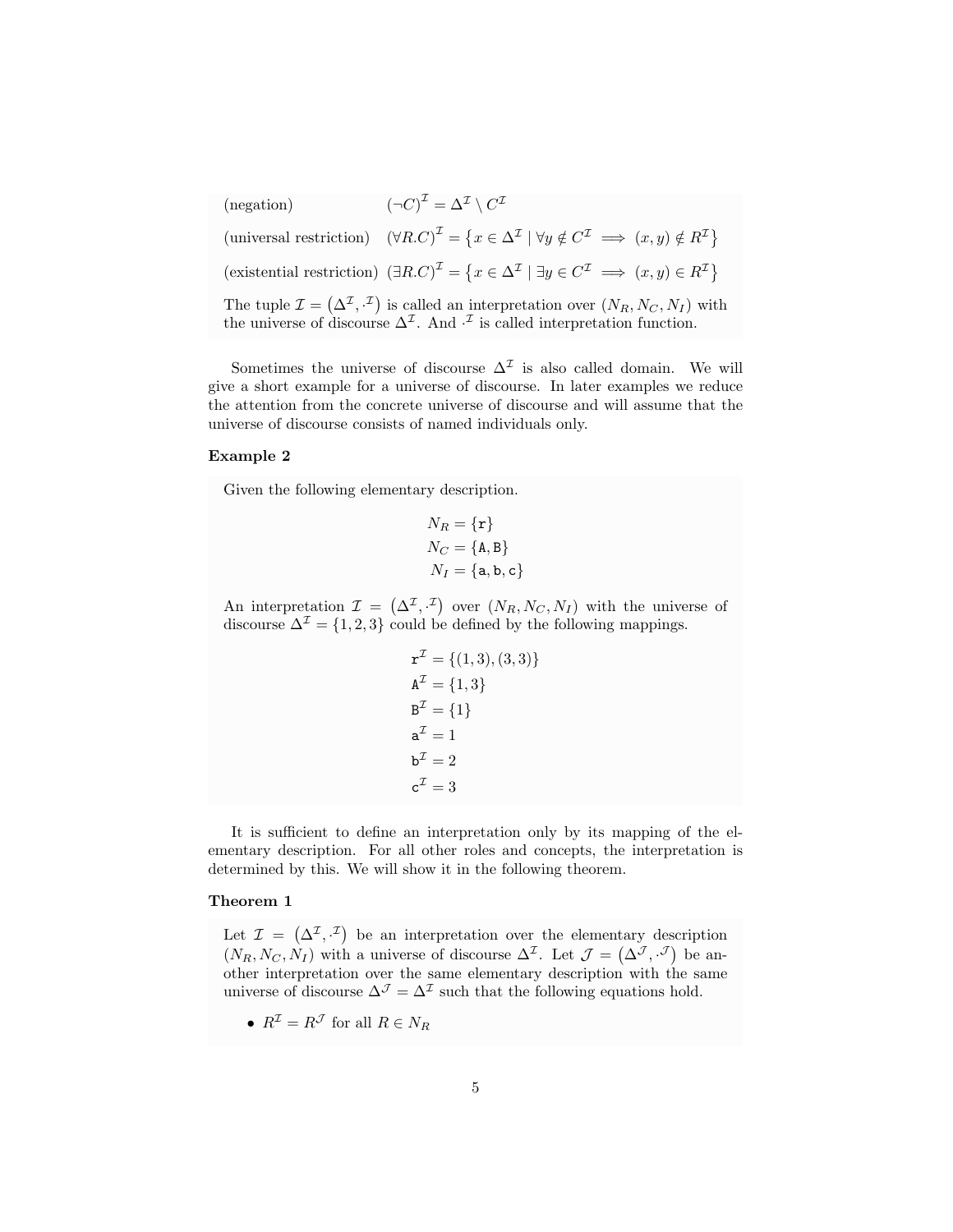(negation) $(\neg C)^{\mathcal{I}} = \Delta^{\mathcal{I}} \setminus C^{\mathcal{I}}$

(universal restriction) $(\forall R.C)^{\mathcal{I}} = \{x \in \Delta^{\mathcal{I}} \mid \forall y \notin C^{\mathcal{I}} \implies (x, y) \notin R^{\mathcal{I}}\}$

(existential restriction) $(\exists R.C)^{\mathcal{I}} = \{x \in \Delta^{\mathcal{I}} \mid \exists y \in C^{\mathcal{I}} \implies (x, y) \in R^{\mathcal{I}}\}$

The tuple $\mathcal{I} = (\Delta^{\mathcal{I}}, \cdot^{\mathcal{I}})$ is called an interpretation over $(N_R, N_C, N_I)$ with the universe of discourse $\Delta^{\mathcal{I}}$. And $\cdot^{\mathcal{I}}$ is called interpretation function.

Sometimes the universe of discourse $\Delta^{\mathcal{I}}$ is also called domain. We will give a short example for a universe of discourse. In later examples we reduce the attention from the concrete universe of discourse and will assume that the universe of discourse consists of named individuals only.

**Example 2**

Given the following elementary description.

$$N_R = \{\mathtt{r}\}$$
$$N_C = \{\mathtt{A}, \mathtt{B}\}$$
$$N_I = \{\mathtt{a}, \mathtt{b}, \mathtt{c}\}$$

An interpretation $\mathcal{I} = (\Delta^{\mathcal{I}}, \cdot^{\mathcal{I}})$ over $(N_R, N_C, N_I)$ with the universe of discourse $\Delta^{\mathcal{I}} = \{1, 2, 3\}$ could be defined by the following mappings.

$$\mathtt{r}^{\mathcal{I}} = \{(1, 3), (3, 3)\}$$
$$\mathtt{A}^{\mathcal{I}} = \{1, 3\}$$
$$\mathtt{B}^{\mathcal{I}} = \{1\}$$
$$\mathtt{a}^{\mathcal{I}} = 1$$
$$\mathtt{b}^{\mathcal{I}} = 2$$
$$\mathtt{c}^{\mathcal{I}} = 3$$

It is sufficient to define an interpretation only by its mapping of the elementary description. For all other roles and concepts, the interpretation is determined by this. We will show it in the following theorem.

**Theorem 1**

Let $\mathcal{I} = (\Delta^{\mathcal{I}}, \cdot^{\mathcal{I}})$ be an interpretation over the elementary description $(N_R, N_C, N_I)$ with a universe of discourse $\Delta^{\mathcal{I}}$. Let $\mathcal{J} = (\Delta^{\mathcal{J}}, \cdot^{\mathcal{J}})$ be another interpretation over the same elementary description with the same universe of discourse $\Delta^{\mathcal{J}} = \Delta^{\mathcal{I}}$ such that the following equations hold.

- $R^{\mathcal{I}} = R^{\mathcal{J}}$ for all $R \in N_R$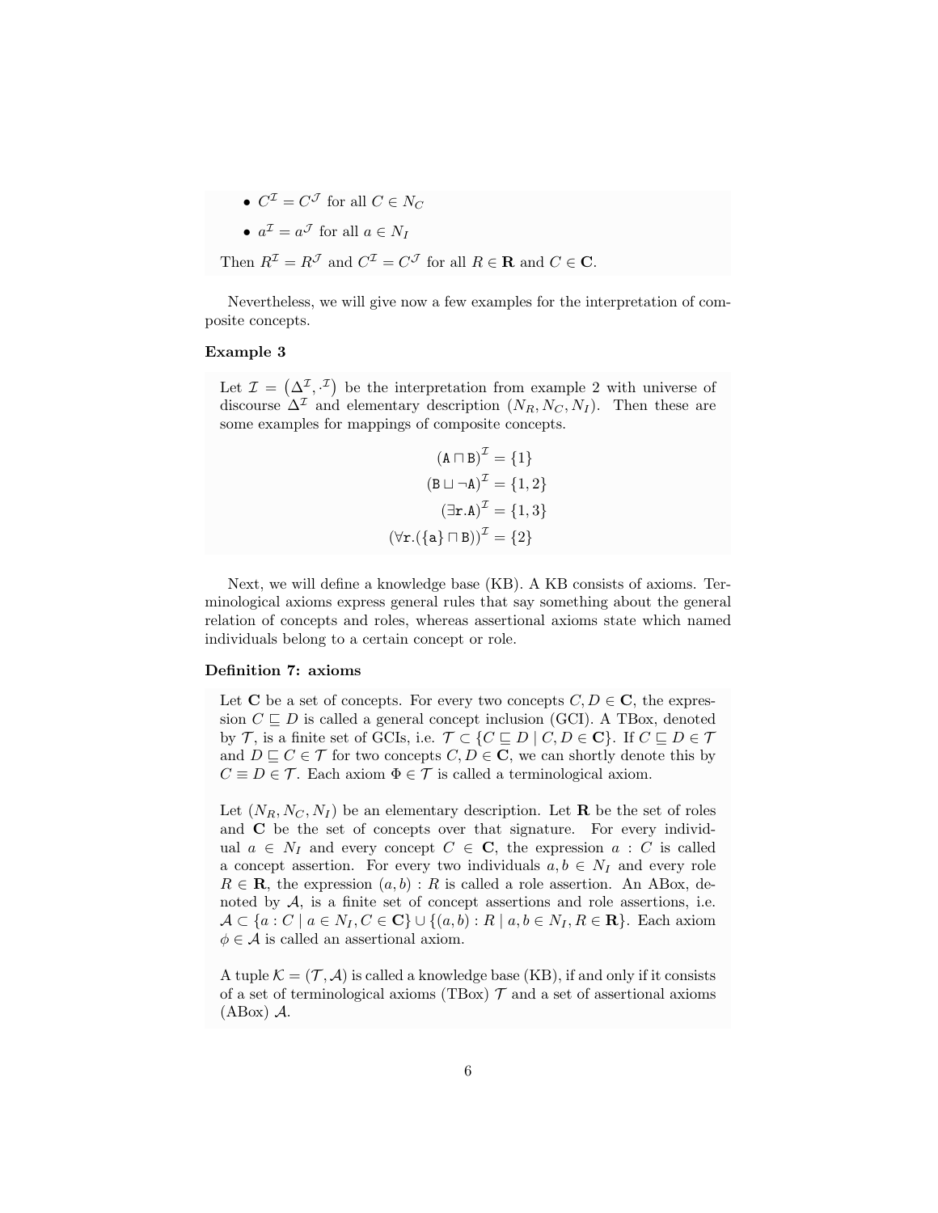- $C^{\mathcal{I}} = C^{\mathcal{J}}$ for all $C \in N_C$
- $a^{\mathcal{I}} = a^{\mathcal{J}}$ for all $a \in N_I$

Then $R^{\mathcal{I}} = R^{\mathcal{J}}$ and $C^{\mathcal{I}} = C^{\mathcal{J}}$ for all $R \in \mathbf{R}$ and $C \in \mathbf{C}$.

Nevertheless, we will give now a few examples for the interpretation of composite concepts.

**Example 3**

Let $\mathcal{I} = \left(\Delta^{\mathcal{I}}, \cdot^{\mathcal{I}}\right)$ be the interpretation from example 2 with universe of discourse $\Delta^{\mathcal{I}}$ and elementary description $(N_R, N_C, N_I)$. Then these are some examples for mappings of composite concepts.

$$\begin{aligned}
\left(\mathtt{A} \sqcap \mathtt{B}\right)^{\mathcal{I}} &= \{1\} \\
\left(\mathtt{B} \sqcup \neg\mathtt{A}\right)^{\mathcal{I}} &= \{1, 2\} \\
\left(\exists\mathtt{r}.\mathtt{A}\right)^{\mathcal{I}} &= \{1, 3\} \\
\left(\forall\mathtt{r}.(\{\mathtt{a}\} \sqcap \mathtt{B})\right)^{\mathcal{I}} &= \{2\}
\end{aligned}$$

Next, we will define a knowledge base (KB). A KB consists of axioms. Terminological axioms express general rules that say something about the general relation of concepts and roles, whereas assertional axioms state which named individuals belong to a certain concept or role.

**Definition 7: axioms**

Let $\mathbf{C}$ be a set of concepts. For every two concepts $C, D \in \mathbf{C}$, the expression $C \sqsubseteq D$ is called a general concept inclusion (GCI). A TBox, denoted by $\mathcal{T}$, is a finite set of GCIs, i.e. $\mathcal{T} \subset \{C \sqsubseteq D \mid C, D \in \mathbf{C}\}$. If $C \sqsubseteq D \in \mathcal{T}$ and $D \sqsubseteq C \in \mathcal{T}$ for two concepts $C, D \in \mathbf{C}$, we can shortly denote this by $C \equiv D \in \mathcal{T}$. Each axiom $\Phi \in \mathcal{T}$ is called a terminological axiom.

Let $(N_R, N_C, N_I)$ be an elementary description. Let $\mathbf{R}$ be the set of roles and $\mathbf{C}$ be the set of concepts over that signature. For every individual $a \in N_I$ and every concept $C \in \mathbf{C}$, the expression $a : C$ is called a concept assertion. For every two individuals $a, b \in N_I$ and every role $R \in \mathbf{R}$, the expression $(a, b) : R$ is called a role assertion. An ABox, denoted by $\mathcal{A}$, is a finite set of concept assertions and role assertions, i.e. $\mathcal{A} \subset \{a : C \mid a \in N_I, C \in \mathbf{C}\} \cup \{(a, b) : R \mid a, b \in N_I, R \in \mathbf{R}\}$. Each axiom $\phi \in \mathcal{A}$ is called an assertional axiom.

A tuple $\mathcal{K} = (\mathcal{T}, \mathcal{A})$ is called a knowledge base (KB), if and only if it consists of a set of terminological axioms (TBox) $\mathcal{T}$ and a set of assertional axioms (ABox) $\mathcal{A}$.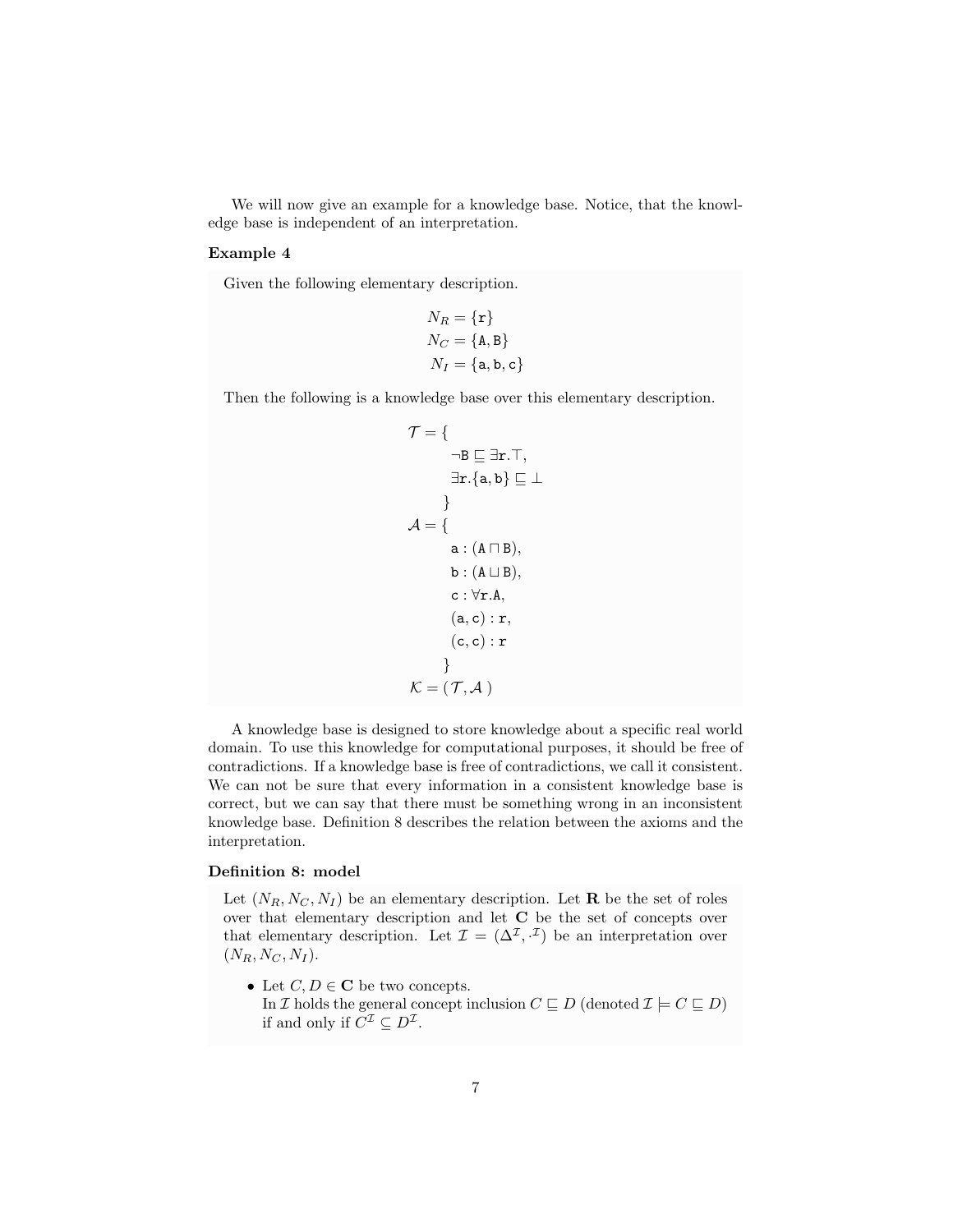We will now give an example for a knowledge base. Notice, that the knowledge base is independent of an interpretation.

**Example 4**

Given the following elementary description.

$$N_R = \{\mathtt{r}\}$$
$$N_C = \{\mathtt{A}, \mathtt{B}\}$$
$$N_I = \{\mathtt{a}, \mathtt{b}, \mathtt{c}\}$$

Then the following is a knowledge base over this elementary description.

$$\begin{aligned}
\mathcal{T} = \{ & \\
& \neg\mathtt{B} \sqsubseteq \exists\mathtt{r}.\top, \\
& \exists\mathtt{r}.\{\mathtt{a}, \mathtt{b}\} \sqsubseteq \bot \\
\} & \\
\mathcal{A} = \{ & \\
& \mathtt{a} : (\mathtt{A} \sqcap \mathtt{B}), \\
& \mathtt{b} : (\mathtt{A} \sqcup \mathtt{B}), \\
& \mathtt{c} : \forall\mathtt{r}.\mathtt{A}, \\
& (\mathtt{a}, \mathtt{c}) : \mathtt{r}, \\
& (\mathtt{c}, \mathtt{c}) : \mathtt{r} \\
\} & \\
\mathcal{K} = (\mathcal{T}, \mathcal{A}\,) &
\end{aligned}$$

A knowledge base is designed to store knowledge about a specific real world domain. To use this knowledge for computational purposes, it should be free of contradictions. If a knowledge base is free of contradictions, we call it consistent. We can not be sure that every information in a consistent knowledge base is correct, but we can say that there must be something wrong in an inconsistent knowledge base. Definition 8 describes the relation between the axioms and the interpretation.

**Definition 8: model**

Let $(N_R, N_C, N_I)$ be an elementary description. Let $\mathbf{R}$ be the set of roles over that elementary description and let $\mathbf{C}$ be the set of concepts over that elementary description. Let $\mathcal{I} = (\Delta^{\mathcal{I}}, \cdot^{\mathcal{I}})$ be an interpretation over $(N_R, N_C, N_I)$.

- Let $C, D \in \mathbf{C}$ be two concepts.
  In $\mathcal{I}$ holds the general concept inclusion $C \sqsubseteq D$ (denoted $\mathcal{I} \models C \sqsubseteq D$) if and only if $C^{\mathcal{I}} \subseteq D^{\mathcal{I}}$.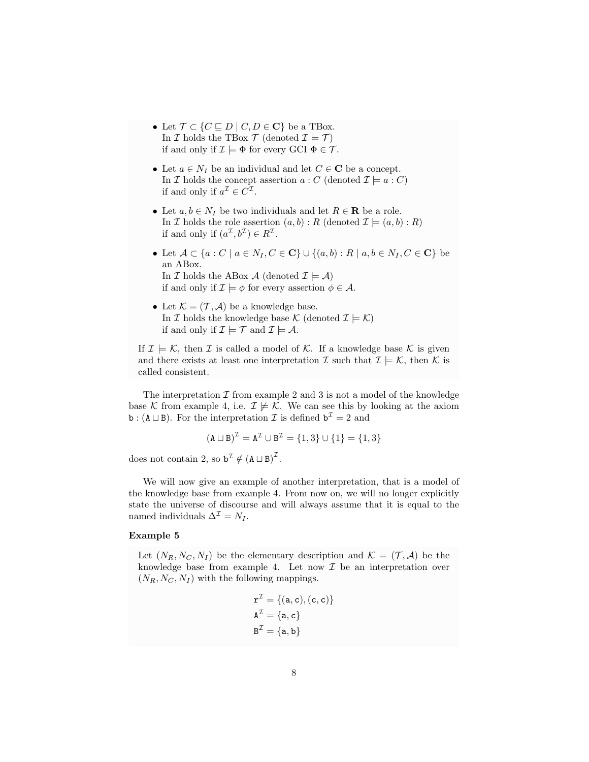- Let $\mathcal{T} \subset \{C \sqsubseteq D \mid C, D \in \mathbf{C}\}$ be a TBox.
  In $\mathcal{I}$ holds the TBox $\mathcal{T}$ (denoted $\mathcal{I} \models \mathcal{T}$)
  if and only if $\mathcal{I} \models \Phi$ for every GCI $\Phi \in \mathcal{T}$.

- Let $a \in N_I$ be an individual and let $C \in \mathbf{C}$ be a concept.
  In $\mathcal{I}$ holds the concept assertion $a : C$ (denoted $\mathcal{I} \models a : C$)
  if and only if $a^{\mathcal{I}} \in C^{\mathcal{I}}$.

- Let $a, b \in N_I$ be two individuals and let $R \in \mathbf{R}$ be a role.
  In $\mathcal{I}$ holds the role assertion $(a, b) : R$ (denoted $\mathcal{I} \models (a, b) : R$)
  if and only if $(a^{\mathcal{I}}, b^{\mathcal{I}}) \in R^{\mathcal{I}}$.

- Let $\mathcal{A} \subset \{a : C \mid a \in N_I, C \in \mathbf{C}\} \cup \{(a, b) : R \mid a, b \in N_I, C \in \mathbf{C}\}$ be an ABox.
  In $\mathcal{I}$ holds the ABox $\mathcal{A}$ (denoted $\mathcal{I} \models \mathcal{A}$)
  if and only if $\mathcal{I} \models \phi$ for every assertion $\phi \in \mathcal{A}$.

- Let $\mathcal{K} = (\mathcal{T}, \mathcal{A})$ be a knowledge base.
  In $\mathcal{I}$ holds the knowledge base $\mathcal{K}$ (denoted $\mathcal{I} \models \mathcal{K}$)
  if and only if $\mathcal{I} \models \mathcal{T}$ and $\mathcal{I} \models \mathcal{A}$.

If $\mathcal{I} \models \mathcal{K}$, then $\mathcal{I}$ is called a model of $\mathcal{K}$. If a knowledge base $\mathcal{K}$ is given and there exists at least one interpretation $\mathcal{I}$ such that $\mathcal{I} \models \mathcal{K}$, then $\mathcal{K}$ is called consistent.

The interpretation $\mathcal{I}$ from example 2 and 3 is not a model of the knowledge base $\mathcal{K}$ from example 4, i.e. $\mathcal{I} \not\models \mathcal{K}$. We can see this by looking at the axiom $\mathtt{b} : (\mathtt{A} \sqcup \mathtt{B})$. For the interpretation $\mathcal{I}$ is defined $\mathtt{b}^{\mathcal{I}} = 2$ and

$$(\mathtt{A} \sqcup \mathtt{B})^{\mathcal{I}} = \mathtt{A}^{\mathcal{I}} \cup \mathtt{B}^{\mathcal{I}} = \{1, 3\} \cup \{1\} = \{1, 3\}$$

does not contain 2, so $\mathtt{b}^{\mathcal{I}} \notin (\mathtt{A} \sqcup \mathtt{B})^{\mathcal{I}}$.

We will now give an example of another interpretation, that is a model of the knowledge base from example 4. From now on, we will no longer explicitly state the universe of discourse and will always assume that it is equal to the named individuals $\Delta^{\mathcal{I}} = N_I$.

### Example 5

Let $(N_R, N_C, N_I)$ be the elementary description and $\mathcal{K} = (\mathcal{T}, \mathcal{A})$ be the knowledge base from example 4. Let now $\mathcal{I}$ be an interpretation over $(N_R, N_C, N_I)$ with the following mappings.

$$\mathtt{r}^{\mathcal{I}} = \{(\mathtt{a}, \mathtt{c}), (\mathtt{c}, \mathtt{c})\}$$
$$\mathtt{A}^{\mathcal{I}} = \{\mathtt{a}, \mathtt{c}\}$$
$$\mathtt{B}^{\mathcal{I}} = \{\mathtt{a}, \mathtt{b}\}$$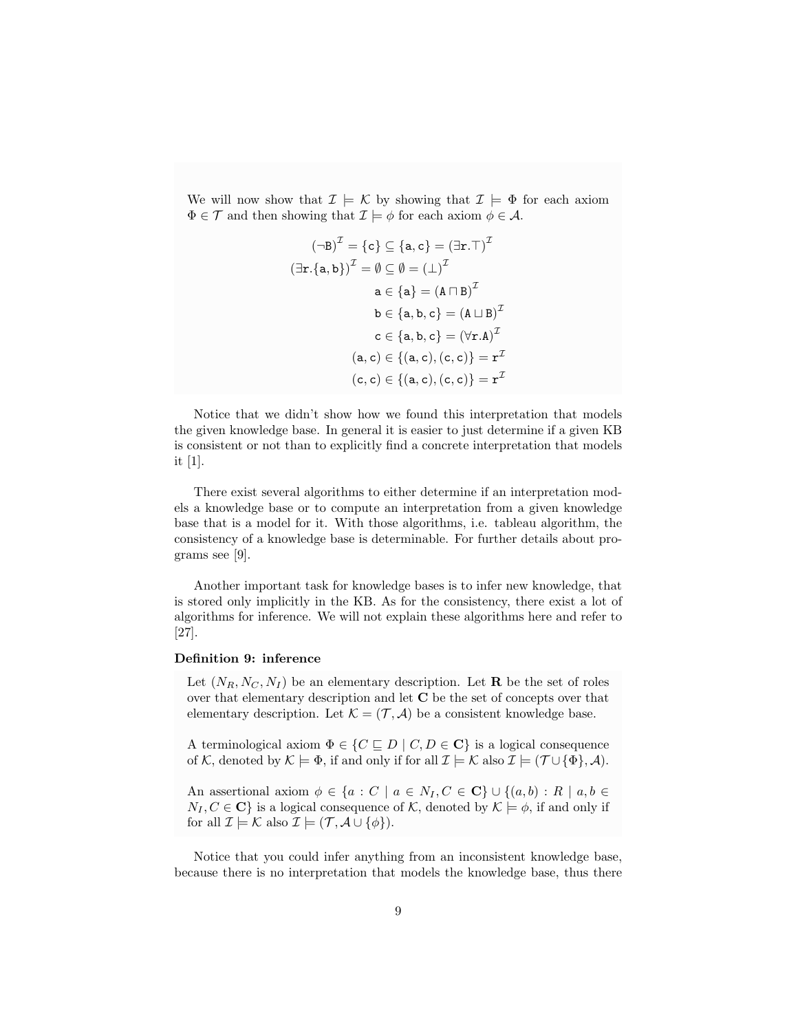We will now show that $\mathcal{I} \models \mathcal{K}$ by showing that $\mathcal{I} \models \Phi$ for each axiom $\Phi \in \mathcal{T}$ and then showing that $\mathcal{I} \models \phi$ for each axiom $\phi \in \mathcal{A}$.

$$
\begin{aligned}
(\neg \mathtt{B})^{\mathcal{I}} = \{\mathtt{c}\} \subseteq \{\mathtt{a}, \mathtt{c}\} &= (\exists \mathtt{r}.\top)^{\mathcal{I}} \\
(\exists \mathtt{r}.\{\mathtt{a}, \mathtt{b}\})^{\mathcal{I}} = \emptyset \subseteq \emptyset &= (\bot)^{\mathcal{I}} \\
\mathtt{a} \in \{\mathtt{a}\} &= (\mathtt{A} \sqcap \mathtt{B})^{\mathcal{I}} \\
\mathtt{b} \in \{\mathtt{a}, \mathtt{b}, \mathtt{c}\} &= (\mathtt{A} \sqcup \mathtt{B})^{\mathcal{I}} \\
\mathtt{c} \in \{\mathtt{a}, \mathtt{b}, \mathtt{c}\} &= (\forall \mathtt{r}.\mathtt{A})^{\mathcal{I}} \\
(\mathtt{a}, \mathtt{c}) \in \{(\mathtt{a}, \mathtt{c}), (\mathtt{c}, \mathtt{c})\} &= \mathtt{r}^{\mathcal{I}} \\
(\mathtt{c}, \mathtt{c}) \in \{(\mathtt{a}, \mathtt{c}), (\mathtt{c}, \mathtt{c})\} &= \mathtt{r}^{\mathcal{I}}
\end{aligned}
$$

Notice that we didn't show how we found this interpretation that models the given knowledge base. In general it is easier to just determine if a given KB is consistent or not than to explicitly find a concrete interpretation that models it [1].

There exist several algorithms to either determine if an interpretation models a knowledge base or to compute an interpretation from a given knowledge base that is a model for it. With those algorithms, i.e. tableau algorithm, the consistency of a knowledge base is determinable. For further details about programs see [9].

Another important task for knowledge bases is to infer new knowledge, that is stored only implicitly in the KB. As for the consistency, there exist a lot of algorithms for inference. We will not explain these algorithms here and refer to [27].

**Definition 9: inference**

Let $(N_R, N_C, N_I)$ be an elementary description. Let $\mathbf{R}$ be the set of roles over that elementary description and let $\mathbf{C}$ be the set of concepts over that elementary description. Let $\mathcal{K} = (\mathcal{T}, \mathcal{A})$ be a consistent knowledge base.

A terminological axiom $\Phi \in \{C \sqsubseteq D \mid C, D \in \mathbf{C}\}$ is a logical consequence of $\mathcal{K}$, denoted by $\mathcal{K} \models \Phi$, if and only if for all $\mathcal{I} \models \mathcal{K}$ also $\mathcal{I} \models (\mathcal{T} \cup \{\Phi\}, \mathcal{A})$.

An assertional axiom $\phi \in \{a : C \mid a \in N_I, C \in \mathbf{C}\} \cup \{(a, b) : R \mid a, b \in N_I, C \in \mathbf{C}\}$ is a logical consequence of $\mathcal{K}$, denoted by $\mathcal{K} \models \phi$, if and only if for all $\mathcal{I} \models \mathcal{K}$ also $\mathcal{I} \models (\mathcal{T}, \mathcal{A} \cup \{\phi\})$.

Notice that you could infer anything from an inconsistent knowledge base, because there is no interpretation that models the knowledge base, thus there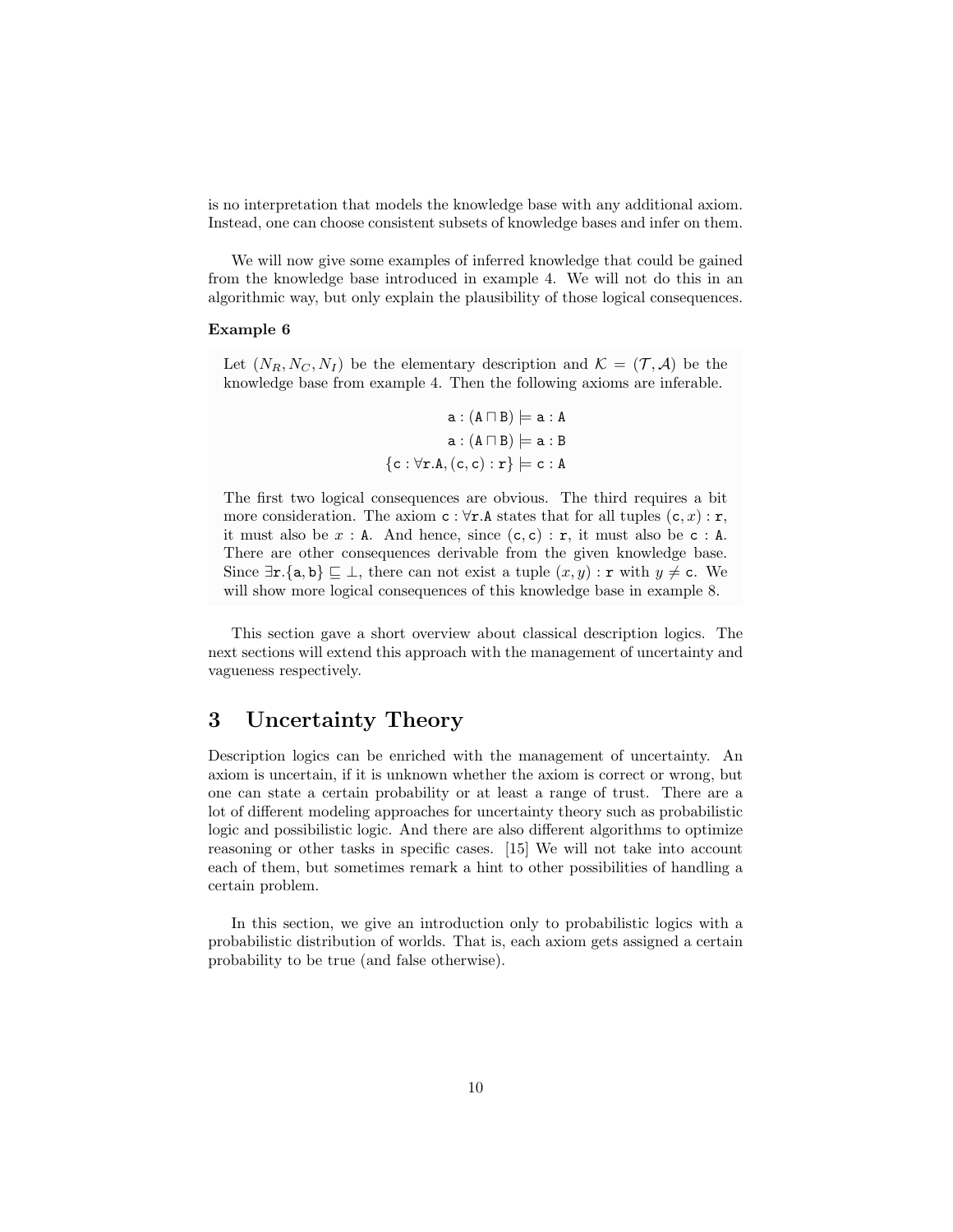is no interpretation that models the knowledge base with any additional axiom. Instead, one can choose consistent subsets of knowledge bases and infer on them.

We will now give some examples of inferred knowledge that could be gained from the knowledge base introduced in example 4. We will not do this in an algorithmic way, but only explain the plausibility of those logical consequences.

**Example 6**

Let $(N_R, N_C, N_I)$ be the elementary description and $\mathcal{K} = (\mathcal{T}, \mathcal{A})$ be the knowledge base from example 4. Then the following axioms are inferable.

$$\texttt{a} : (\texttt{A} \sqcap \texttt{B}) \models \texttt{a} : \texttt{A}$$
$$\texttt{a} : (\texttt{A} \sqcap \texttt{B}) \models \texttt{a} : \texttt{B}$$
$$\{\texttt{c} : \forall \texttt{r}.\texttt{A}, (\texttt{c}, \texttt{c}) : \texttt{r}\} \models \texttt{c} : \texttt{A}$$

The first two logical consequences are obvious. The third requires a bit more consideration. The axiom $\texttt{c} : \forall \texttt{r}.\texttt{A}$ states that for all tuples $(\texttt{c}, x) : \texttt{r}$, it must also be $x : \texttt{A}$. And hence, since $(\texttt{c}, \texttt{c}) : \texttt{r}$, it must also be $\texttt{c} : \texttt{A}$. There are other consequences derivable from the given knowledge base. Since $\exists \texttt{r}.\{\texttt{a}, \texttt{b}\} \sqsubseteq \bot$, there can not exist a tuple $(x, y) : \texttt{r}$ with $y \neq \texttt{c}$. We will show more logical consequences of this knowledge base in example 8.

This section gave a short overview about classical description logics. The next sections will extend this approach with the management of uncertainty and vagueness respectively.

## 3 Uncertainty Theory

Description logics can be enriched with the management of uncertainty. An axiom is uncertain, if it is unknown whether the axiom is correct or wrong, but one can state a certain probability or at least a range of trust. There are a lot of different modeling approaches for uncertainty theory such as probabilistic logic and possibilistic logic. And there are also different algorithms to optimize reasoning or other tasks in specific cases. [15] We will not take into account each of them, but sometimes remark a hint to other possibilities of handling a certain problem.

In this section, we give an introduction only to probabilistic logics with a probabilistic distribution of worlds. That is, each axiom gets assigned a certain probability to be true (and false otherwise).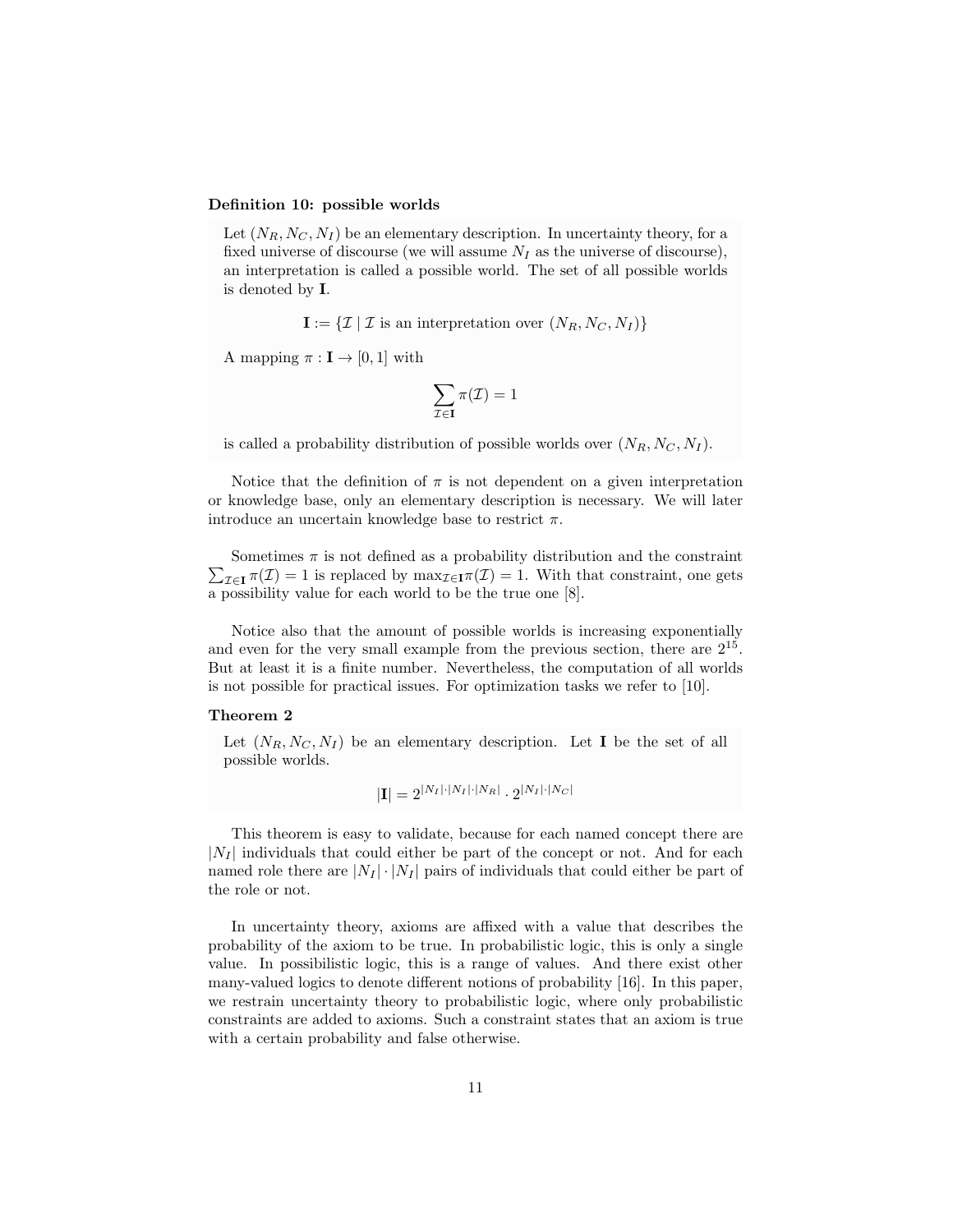**Definition 10: possible worlds**

Let $(N_R, N_C, N_I)$ be an elementary description. In uncertainty theory, for a fixed universe of discourse (we will assume $N_I$ as the universe of discourse), an interpretation is called a possible world. The set of all possible worlds is denoted by $\mathbf{I}$.

$$\mathbf{I} := \{\mathcal{I} \mid \mathcal{I} \text{ is an interpretation over } (N_R, N_C, N_I)\}$$

A mapping $\pi : \mathbf{I} \rightarrow [0, 1]$ with

$$\sum_{\mathcal{I} \in \mathbf{I}} \pi(\mathcal{I}) = 1$$

is called a probability distribution of possible worlds over $(N_R, N_C, N_I)$.

Notice that the definition of $\pi$ is not dependent on a given interpretation or knowledge base, only an elementary description is necessary. We will later introduce an uncertain knowledge base to restrict $\pi$.

Sometimes $\pi$ is not defined as a probability distribution and the constraint $\sum_{\mathcal{I} \in \mathbf{I}} \pi(\mathcal{I}) = 1$ is replaced by $\max_{\mathcal{I} \in \mathbf{I}} \pi(\mathcal{I}) = 1$. With that constraint, one gets a possibility value for each world to be the true one [8].

Notice also that the amount of possible worlds is increasing exponentially and even for the very small example from the previous section, there are $2^{15}$. But at least it is a finite number. Nevertheless, the computation of all worlds is not possible for practical issues. For optimization tasks we refer to [10].

**Theorem 2**

Let $(N_R, N_C, N_I)$ be an elementary description. Let $\mathbf{I}$ be the set of all possible worlds.

$$|\mathbf{I}| = 2^{|N_I| \cdot |N_I| \cdot |N_R|} \cdot 2^{|N_I| \cdot |N_C|}$$

This theorem is easy to validate, because for each named concept there are $|N_I|$ individuals that could either be part of the concept or not. And for each named role there are $|N_I| \cdot |N_I|$ pairs of individuals that could either be part of the role or not.

In uncertainty theory, axioms are affixed with a value that describes the probability of the axiom to be true. In probabilistic logic, this is only a single value. In possibilistic logic, this is a range of values. And there exist other many-valued logics to denote different notions of probability [16]. In this paper, we restrain uncertainty theory to probabilistic logic, where only probabilistic constraints are added to axioms. Such a constraint states that an axiom is true with a certain probability and false otherwise.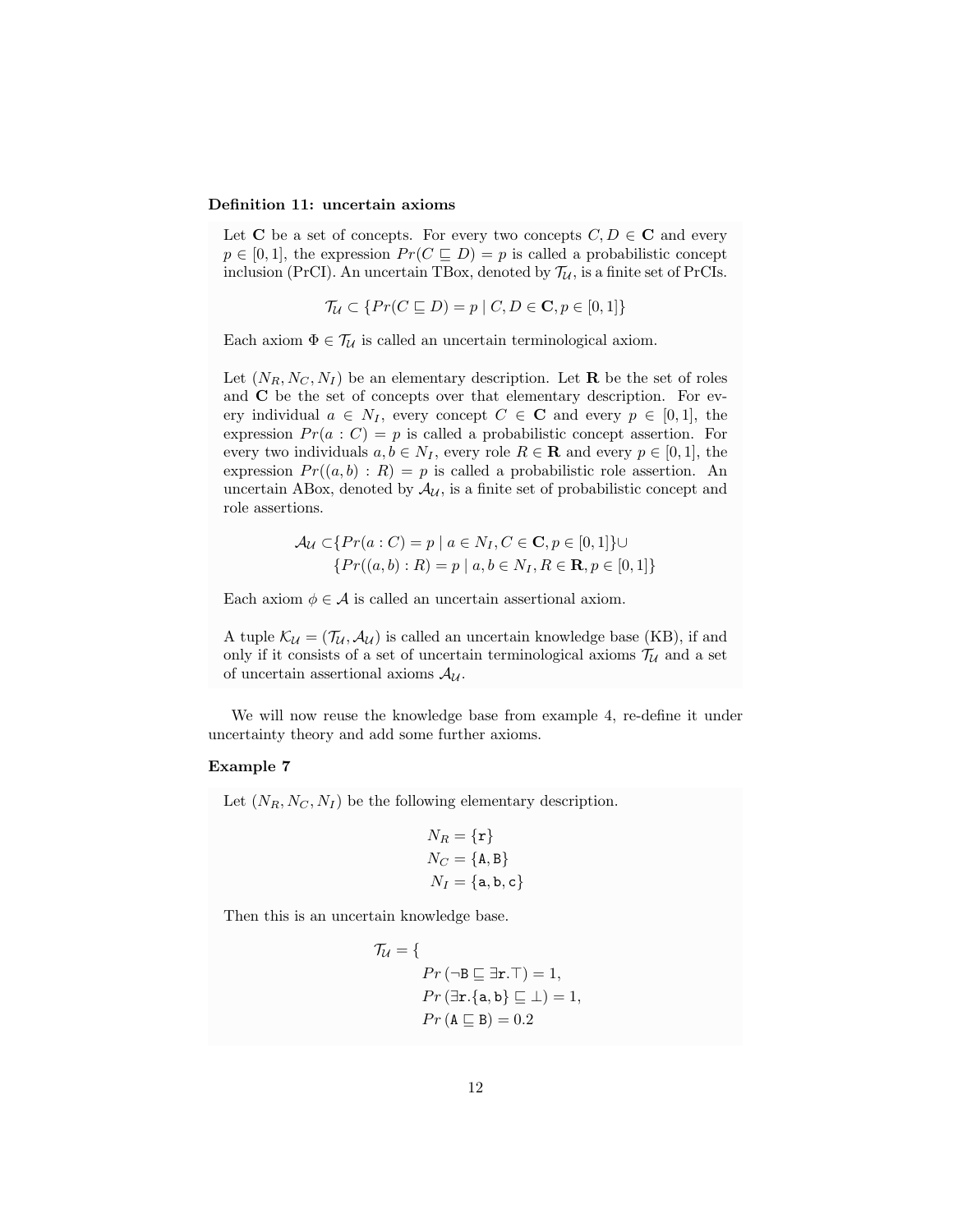**Definition 11: uncertain axioms**

Let $\mathbf{C}$ be a set of concepts. For every two concepts $C, D \in \mathbf{C}$ and every $p \in [0,1]$, the expression $Pr(C \sqsubseteq D) = p$ is called a probabilistic concept inclusion (PrCI). An uncertain TBox, denoted by $\mathcal{T}_\mathcal{U}$, is a finite set of PrCIs.

$$\mathcal{T}_\mathcal{U} \subset \{Pr(C \sqsubseteq D) = p \mid C, D \in \mathbf{C}, p \in [0,1]\}$$

Each axiom $\Phi \in \mathcal{T}_\mathcal{U}$ is called an uncertain terminological axiom.

Let $(N_R, N_C, N_I)$ be an elementary description. Let $\mathbf{R}$ be the set of roles and $\mathbf{C}$ be the set of concepts over that elementary description. For every individual $a \in N_I$, every concept $C \in \mathbf{C}$ and every $p \in [0,1]$, the expression $Pr(a : C) = p$ is called a probabilistic concept assertion. For every two individuals $a, b \in N_I$, every role $R \in \mathbf{R}$ and every $p \in [0,1]$, the expression $Pr((a,b) : R) = p$ is called a probabilistic role assertion. An uncertain ABox, denoted by $\mathcal{A}_\mathcal{U}$, is a finite set of probabilistic concept and role assertions.

$$\begin{aligned}\mathcal{A}_\mathcal{U} \subset &\{Pr(a : C) = p \mid a \in N_I, C \in \mathbf{C}, p \in [0,1]\} \cup \\ &\{Pr((a,b) : R) = p \mid a, b \in N_I, R \in \mathbf{R}, p \in [0,1]\}\end{aligned}$$

Each axiom $\phi \in \mathcal{A}$ is called an uncertain assertional axiom.

A tuple $\mathcal{K}_\mathcal{U} = (\mathcal{T}_\mathcal{U}, \mathcal{A}_\mathcal{U})$ is called an uncertain knowledge base (KB), if and only if it consists of a set of uncertain terminological axioms $\mathcal{T}_\mathcal{U}$ and a set of uncertain assertional axioms $\mathcal{A}_\mathcal{U}$.

We will now reuse the knowledge base from example 4, re-define it under uncertainty theory and add some further axioms.

**Example 7**

Let $(N_R, N_C, N_I)$ be the following elementary description.

$$\begin{aligned} N_R &= \{\mathtt{r}\} \\ N_C &= \{\mathtt{A}, \mathtt{B}\} \\ N_I &= \{\mathtt{a}, \mathtt{b}, \mathtt{c}\} \end{aligned}$$

Then this is an uncertain knowledge base.

$$\begin{aligned} \mathcal{T}_\mathcal{U} = \{ & \\ & Pr\left(\neg\mathtt{B} \sqsubseteq \exists\mathtt{r}.\top\right) = 1, \\ & Pr\left(\exists\mathtt{r}.\{\mathtt{a}, \mathtt{b}\} \sqsubseteq \bot\right) = 1, \\ & Pr\left(\mathtt{A} \sqsubseteq \mathtt{B}\right) = 0.2 \end{aligned}$$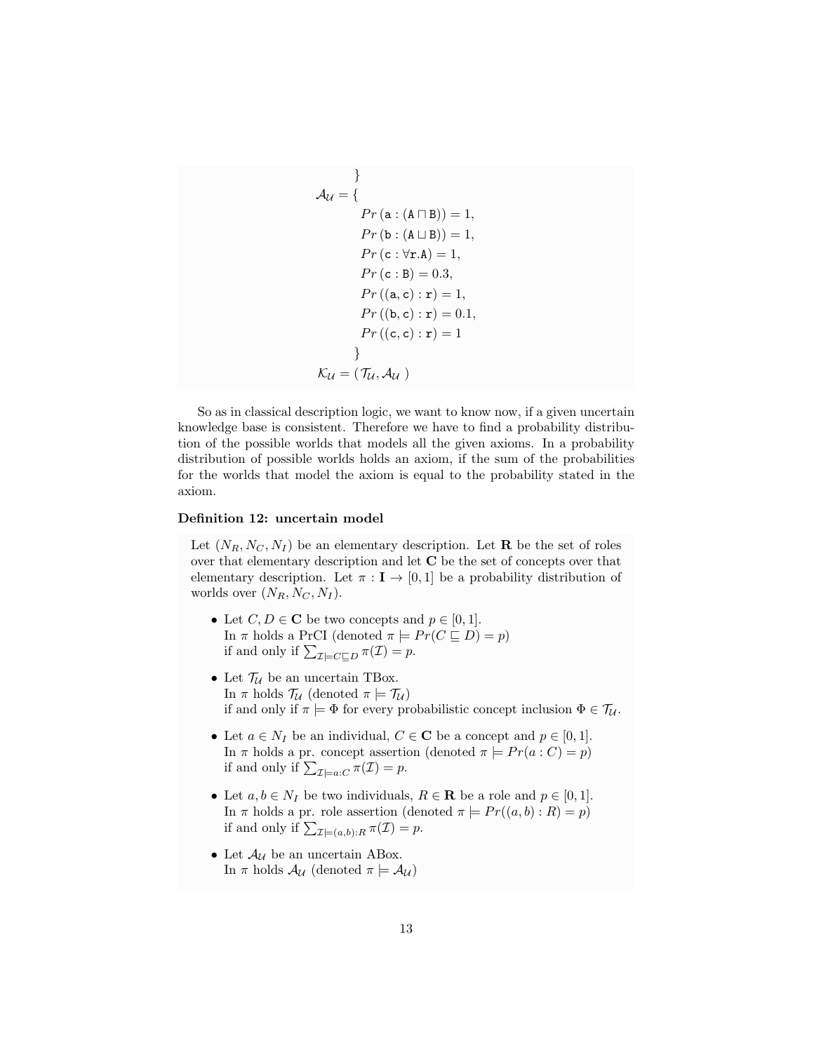$$
\begin{aligned}
&\quad \}\\
\mathcal{A_U} = \{&\\
&Pr\,(\texttt{a} : (\texttt{A} \sqcap \texttt{B})) = 1,\\
&Pr\,(\texttt{b} : (\texttt{A} \sqcup \texttt{B})) = 1,\\
&Pr\,(\texttt{c} : \forall \texttt{r}.\texttt{A}) = 1,\\
&Pr\,(\texttt{c} : \texttt{B}) = 0.3,\\
&Pr\,((\texttt{a}, \texttt{c}) : \texttt{r}) = 1,\\
&Pr\,((\texttt{b}, \texttt{c}) : \texttt{r}) = 0.1,\\
&Pr\,((\texttt{c}, \texttt{c}) : \texttt{r}) = 1\\
&\}\\
\mathcal{K_U} = (&\,\mathcal{T_U}, \mathcal{A_U}\,)
\end{aligned}
$$

So as in classical description logic, we want to know now, if a given uncertain knowledge base is consistent. Therefore we have to find a probability distribution of the possible worlds that models all the given axioms. In a probability distribution of possible worlds holds an axiom, if the sum of the probabilities for the worlds that model the axiom is equal to the probability stated in the axiom.

**Definition 12: uncertain model**

Let $(N_R, N_C, N_I)$ be an elementary description. Let $\mathbf{R}$ be the set of roles over that elementary description and let $\mathbf{C}$ be the set of concepts over that elementary description. Let $\pi : \mathbf{I} \to [0, 1]$ be a probability distribution of worlds over $(N_R, N_C, N_I)$.

- Let $C, D \in \mathbf{C}$ be two concepts and $p \in [0, 1]$.
  In $\pi$ holds a PrCI (denoted $\pi \models Pr(C \sqsubseteq D) = p$)
  if and only if $\sum_{\mathcal{I} \models C \sqsubseteq D} \pi(\mathcal{I}) = p$.

- Let $\mathcal{T_U}$ be an uncertain TBox.
  In $\pi$ holds $\mathcal{T_U}$ (denoted $\pi \models \mathcal{T_U}$)
  if and only if $\pi \models \Phi$ for every probabilistic concept inclusion $\Phi \in \mathcal{T_U}$.

- Let $a \in N_I$ be an individual, $C \in \mathbf{C}$ be a concept and $p \in [0, 1]$.
  In $\pi$ holds a pr. concept assertion (denoted $\pi \models Pr(a : C) = p$)
  if and only if $\sum_{\mathcal{I} \models a:C} \pi(\mathcal{I}) = p$.

- Let $a, b \in N_I$ be two individuals, $R \in \mathbf{R}$ be a role and $p \in [0, 1]$.
  In $\pi$ holds a pr. role assertion (denoted $\pi \models Pr((a, b) : R) = p$)
  if and only if $\sum_{\mathcal{I} \models (a,b):R} \pi(\mathcal{I}) = p$.

- Let $\mathcal{A_U}$ be an uncertain ABox.
  In $\pi$ holds $\mathcal{A_U}$ (denoted $\pi \models \mathcal{A_U}$)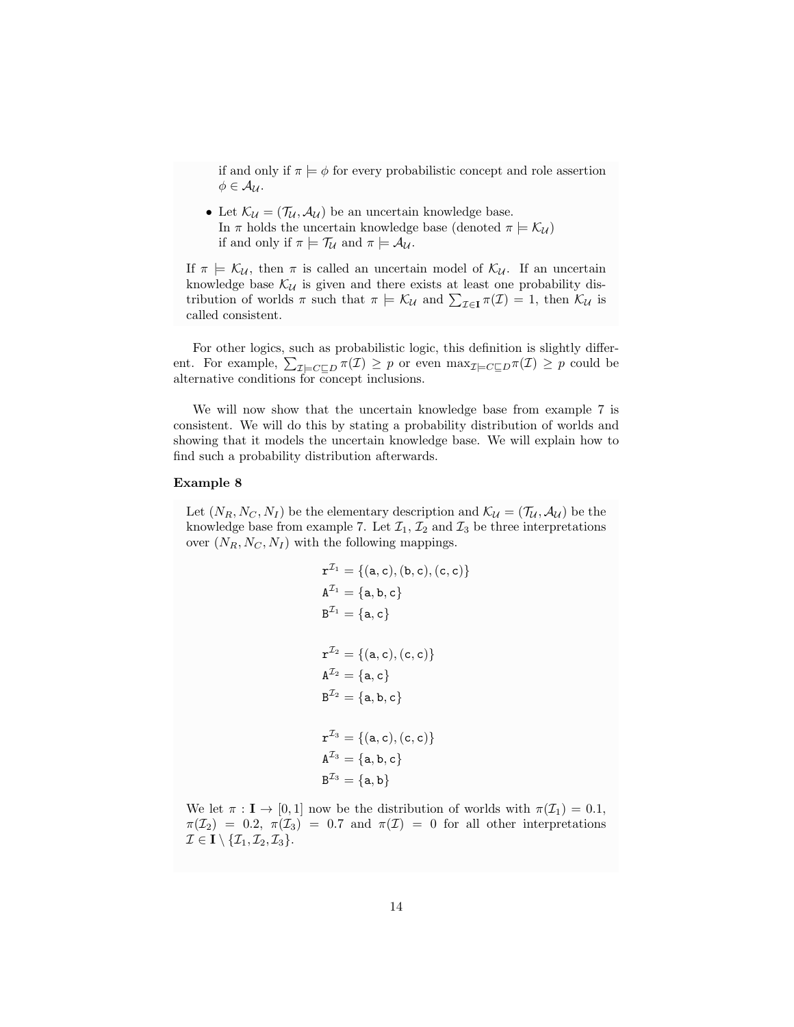if and only if $\pi \models \phi$ for every probabilistic concept and role assertion $\phi \in \mathcal{A}_\mathcal{U}$.

- Let $\mathcal{K}_\mathcal{U} = (\mathcal{T}_\mathcal{U}, \mathcal{A}_\mathcal{U})$ be an uncertain knowledge base.
  In $\pi$ holds the uncertain knowledge base (denoted $\pi \models \mathcal{K}_\mathcal{U}$) if and only if $\pi \models \mathcal{T}_\mathcal{U}$ and $\pi \models \mathcal{A}_\mathcal{U}$.

If $\pi \models \mathcal{K}_\mathcal{U}$, then $\pi$ is called an uncertain model of $\mathcal{K}_\mathcal{U}$. If an uncertain knowledge base $\mathcal{K}_\mathcal{U}$ is given and there exists at least one probability distribution of worlds $\pi$ such that $\pi \models \mathcal{K}_\mathcal{U}$ and $\sum_{\mathcal{I} \in \mathbf{I}} \pi(\mathcal{I}) = 1$, then $\mathcal{K}_\mathcal{U}$ is called consistent.

For other logics, such as probabilistic logic, this definition is slightly different. For example, $\sum_{\mathcal{I} \models C \sqsubseteq D} \pi(\mathcal{I}) \geq p$ or even $\max_{\mathcal{I} \models C \sqsubseteq D} \pi(\mathcal{I}) \geq p$ could be alternative conditions for concept inclusions.

We will now show that the uncertain knowledge base from example 7 is consistent. We will do this by stating a probability distribution of worlds and showing that it models the uncertain knowledge base. We will explain how to find such a probability distribution afterwards.

**Example 8**

Let $(N_R, N_C, N_I)$ be the elementary description and $\mathcal{K}_\mathcal{U} = (\mathcal{T}_\mathcal{U}, \mathcal{A}_\mathcal{U})$ be the knowledge base from example 7. Let $\mathcal{I}_1$, $\mathcal{I}_2$ and $\mathcal{I}_3$ be three interpretations over $(N_R, N_C, N_I)$ with the following mappings.

$$\mathtt{r}^{\mathcal{I}_1} = \{(\mathtt{a}, \mathtt{c}), (\mathtt{b}, \mathtt{c}), (\mathtt{c}, \mathtt{c})\}$$
$$\mathtt{A}^{\mathcal{I}_1} = \{\mathtt{a}, \mathtt{b}, \mathtt{c}\}$$
$$\mathtt{B}^{\mathcal{I}_1} = \{\mathtt{a}, \mathtt{c}\}$$

$$\mathtt{r}^{\mathcal{I}_2} = \{(\mathtt{a}, \mathtt{c}), (\mathtt{c}, \mathtt{c})\}$$
$$\mathtt{A}^{\mathcal{I}_2} = \{\mathtt{a}, \mathtt{c}\}$$
$$\mathtt{B}^{\mathcal{I}_2} = \{\mathtt{a}, \mathtt{b}, \mathtt{c}\}$$

$$\mathtt{r}^{\mathcal{I}_3} = \{(\mathtt{a}, \mathtt{c}), (\mathtt{c}, \mathtt{c})\}$$
$$\mathtt{A}^{\mathcal{I}_3} = \{\mathtt{a}, \mathtt{b}, \mathtt{c}\}$$
$$\mathtt{B}^{\mathcal{I}_3} = \{\mathtt{a}, \mathtt{b}\}$$

We let $\pi : \mathbf{I} \to [0, 1]$ now be the distribution of worlds with $\pi(\mathcal{I}_1) = 0.1$, $\pi(\mathcal{I}_2) = 0.2$, $\pi(\mathcal{I}_3) = 0.7$ and $\pi(\mathcal{I}) = 0$ for all other interpretations $\mathcal{I} \in \mathbf{I} \setminus \{\mathcal{I}_1, \mathcal{I}_2, \mathcal{I}_3\}$.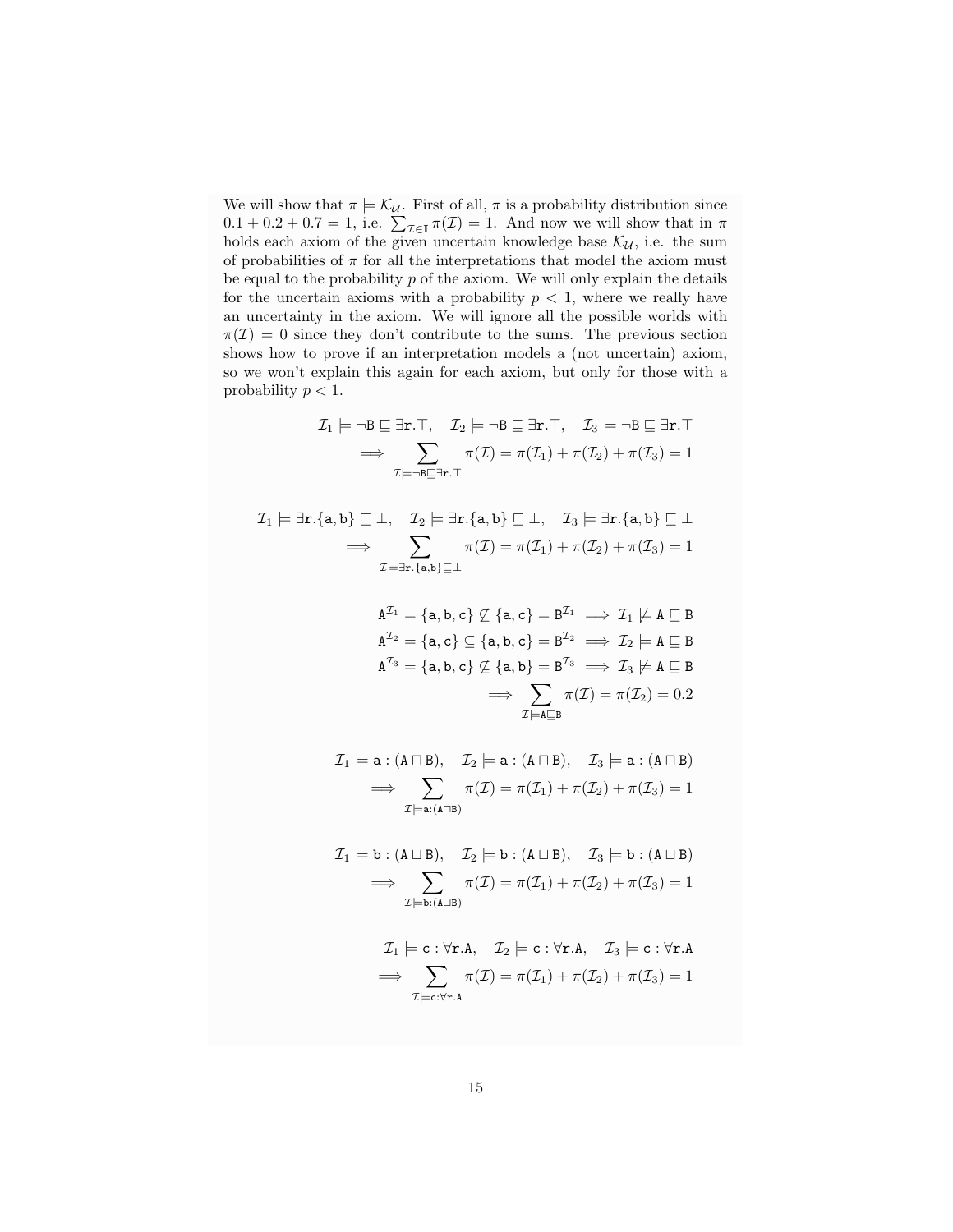We will show that $\pi \models \mathcal{K}_{\mathcal{U}}$. First of all, $\pi$ is a probability distribution since $0.1 + 0.2 + 0.7 = 1$, i.e. $\sum_{\mathcal{I} \in \mathbf{I}} \pi(\mathcal{I}) = 1$. And now we will show that in $\pi$ holds each axiom of the given uncertain knowledge base $\mathcal{K}_{\mathcal{U}}$, i.e. the sum of probabilities of $\pi$ for all the interpretations that model the axiom must be equal to the probability $p$ of the axiom. We will only explain the details for the uncertain axioms with a probability $p < 1$, where we really have an uncertainty in the axiom. We will ignore all the possible worlds with $\pi(\mathcal{I}) = 0$ since they don't contribute to the sums. The previous section shows how to prove if an interpretation models a (not uncertain) axiom, so we won't explain this again for each axiom, but only for those with a probability $p < 1$.

$$\mathcal{I}_1 \models \neg\mathtt{B} \sqsubseteq \exists\mathtt{r}.\top, \quad \mathcal{I}_2 \models \neg\mathtt{B} \sqsubseteq \exists\mathtt{r}.\top, \quad \mathcal{I}_3 \models \neg\mathtt{B} \sqsubseteq \exists\mathtt{r}.\top$$
$$\implies \sum_{\mathcal{I} \models \neg\mathtt{B} \sqsubseteq \exists\mathtt{r}.\top} \pi(\mathcal{I}) = \pi(\mathcal{I}_1) + \pi(\mathcal{I}_2) + \pi(\mathcal{I}_3) = 1$$

$$\mathcal{I}_1 \models \exists\mathtt{r}.\{\mathtt{a},\mathtt{b}\} \sqsubseteq \bot, \quad \mathcal{I}_2 \models \exists\mathtt{r}.\{\mathtt{a},\mathtt{b}\} \sqsubseteq \bot, \quad \mathcal{I}_3 \models \exists\mathtt{r}.\{\mathtt{a},\mathtt{b}\} \sqsubseteq \bot$$
$$\implies \sum_{\mathcal{I} \models \exists\mathtt{r}.\{\mathtt{a},\mathtt{b}\} \sqsubseteq \bot} \pi(\mathcal{I}) = \pi(\mathcal{I}_1) + \pi(\mathcal{I}_2) + \pi(\mathcal{I}_3) = 1$$

$$\mathtt{A}^{\mathcal{I}_1} = \{\mathtt{a},\mathtt{b},\mathtt{c}\} \not\subseteq \{\mathtt{a},\mathtt{c}\} = \mathtt{B}^{\mathcal{I}_1} \implies \mathcal{I}_1 \not\models \mathtt{A} \sqsubseteq \mathtt{B}$$
$$\mathtt{A}^{\mathcal{I}_2} = \{\mathtt{a},\mathtt{c}\} \subseteq \{\mathtt{a},\mathtt{b},\mathtt{c}\} = \mathtt{B}^{\mathcal{I}_2} \implies \mathcal{I}_2 \models \mathtt{A} \sqsubseteq \mathtt{B}$$
$$\mathtt{A}^{\mathcal{I}_3} = \{\mathtt{a},\mathtt{b},\mathtt{c}\} \not\subseteq \{\mathtt{a},\mathtt{b}\} = \mathtt{B}^{\mathcal{I}_3} \implies \mathcal{I}_3 \not\models \mathtt{A} \sqsubseteq \mathtt{B}$$
$$\implies \sum_{\mathcal{I} \models \mathtt{A} \sqsubseteq \mathtt{B}} \pi(\mathcal{I}) = \pi(\mathcal{I}_2) = 0.2$$

$$\mathcal{I}_1 \models \mathtt{a} : (\mathtt{A} \sqcap \mathtt{B}), \quad \mathcal{I}_2 \models \mathtt{a} : (\mathtt{A} \sqcap \mathtt{B}), \quad \mathcal{I}_3 \models \mathtt{a} : (\mathtt{A} \sqcap \mathtt{B})$$
$$\implies \sum_{\mathcal{I} \models \mathtt{a}:(\mathtt{A} \sqcap \mathtt{B})} \pi(\mathcal{I}) = \pi(\mathcal{I}_1) + \pi(\mathcal{I}_2) + \pi(\mathcal{I}_3) = 1$$

$$\mathcal{I}_1 \models \mathtt{b} : (\mathtt{A} \sqcup \mathtt{B}), \quad \mathcal{I}_2 \models \mathtt{b} : (\mathtt{A} \sqcup \mathtt{B}), \quad \mathcal{I}_3 \models \mathtt{b} : (\mathtt{A} \sqcup \mathtt{B})$$
$$\implies \sum_{\mathcal{I} \models \mathtt{b}:(\mathtt{A} \sqcup \mathtt{B})} \pi(\mathcal{I}) = \pi(\mathcal{I}_1) + \pi(\mathcal{I}_2) + \pi(\mathcal{I}_3) = 1$$

$$\mathcal{I}_1 \models \mathtt{c} : \forall\mathtt{r}.\mathtt{A}, \quad \mathcal{I}_2 \models \mathtt{c} : \forall\mathtt{r}.\mathtt{A}, \quad \mathcal{I}_3 \models \mathtt{c} : \forall\mathtt{r}.\mathtt{A}$$
$$\implies \sum_{\mathcal{I} \models \mathtt{c}:\forall\mathtt{r}.\mathtt{A}} \pi(\mathcal{I}) = \pi(\mathcal{I}_1) + \pi(\mathcal{I}_2) + \pi(\mathcal{I}_3) = 1$$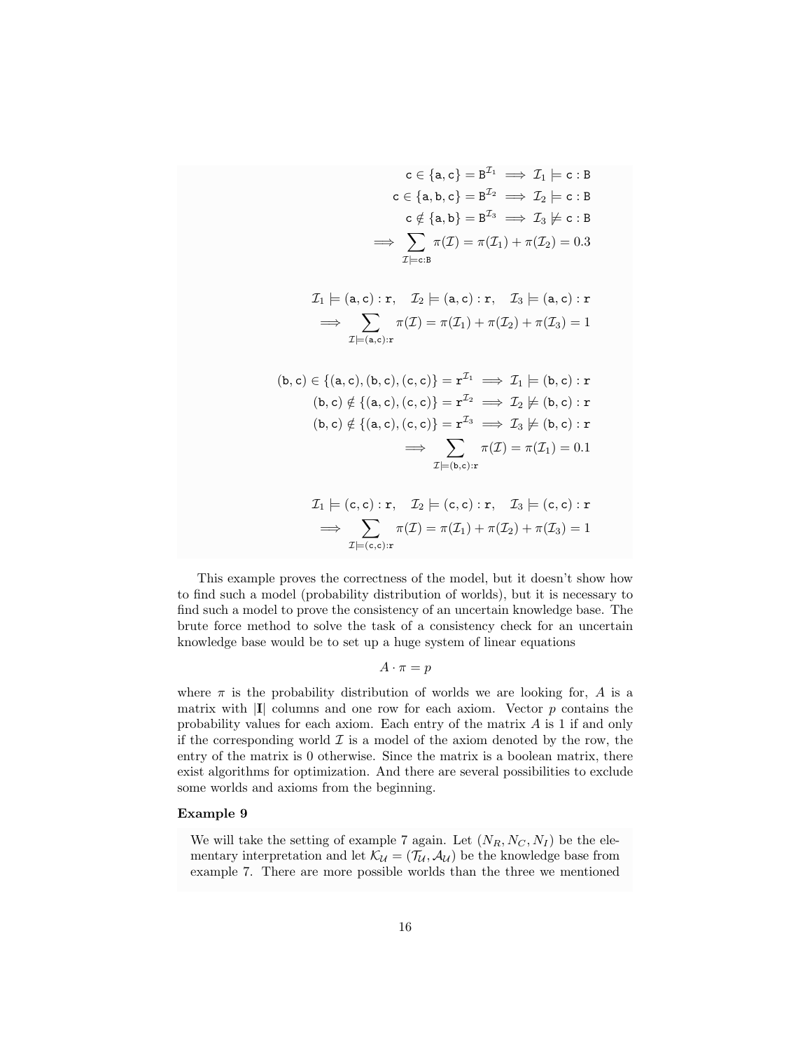$$
\begin{aligned}
\mathtt{c} \in \{\mathtt{a}, \mathtt{c}\} = \mathtt{B}^{\mathcal{I}_1} &\implies \mathcal{I}_1 \models \mathtt{c} : \mathtt{B} \\
\mathtt{c} \in \{\mathtt{a}, \mathtt{b}, \mathtt{c}\} = \mathtt{B}^{\mathcal{I}_2} &\implies \mathcal{I}_2 \models \mathtt{c} : \mathtt{B} \\
\mathtt{c} \notin \{\mathtt{a}, \mathtt{b}\} = \mathtt{B}^{\mathcal{I}_3} &\implies \mathcal{I}_3 \not\models \mathtt{c} : \mathtt{B} \\
\implies \sum_{\mathcal{I} \models \mathtt{c}:\mathtt{B}} \pi(\mathcal{I}) &= \pi(\mathcal{I}_1) + \pi(\mathcal{I}_2) = 0.3
\end{aligned}
$$

$$
\begin{aligned}
\mathcal{I}_1 \models (\mathtt{a}, \mathtt{c}) : \mathtt{r}, \quad \mathcal{I}_2 &\models (\mathtt{a}, \mathtt{c}) : \mathtt{r}, \quad \mathcal{I}_3 \models (\mathtt{a}, \mathtt{c}) : \mathtt{r} \\
\implies \sum_{\mathcal{I} \models (\mathtt{a},\mathtt{c}):\mathtt{r}} \pi(\mathcal{I}) &= \pi(\mathcal{I}_1) + \pi(\mathcal{I}_2) + \pi(\mathcal{I}_3) = 1
\end{aligned}
$$

$$
\begin{aligned}
(\mathtt{b}, \mathtt{c}) \in \{(\mathtt{a}, \mathtt{c}), (\mathtt{b}, \mathtt{c}), (\mathtt{c}, \mathtt{c})\} = \mathtt{r}^{\mathcal{I}_1} &\implies \mathcal{I}_1 \models (\mathtt{b}, \mathtt{c}) : \mathtt{r} \\
(\mathtt{b}, \mathtt{c}) \notin \{(\mathtt{a}, \mathtt{c}), (\mathtt{c}, \mathtt{c})\} = \mathtt{r}^{\mathcal{I}_2} &\implies \mathcal{I}_2 \not\models (\mathtt{b}, \mathtt{c}) : \mathtt{r} \\
(\mathtt{b}, \mathtt{c}) \notin \{(\mathtt{a}, \mathtt{c}), (\mathtt{c}, \mathtt{c})\} = \mathtt{r}^{\mathcal{I}_3} &\implies \mathcal{I}_3 \not\models (\mathtt{b}, \mathtt{c}) : \mathtt{r} \\
\implies \sum_{\mathcal{I} \models (\mathtt{b},\mathtt{c}):\mathtt{r}} \pi(\mathcal{I}) &= \pi(\mathcal{I}_1) = 0.1
\end{aligned}
$$

$$
\begin{aligned}
\mathcal{I}_1 \models (\mathtt{c}, \mathtt{c}) : \mathtt{r}, \quad \mathcal{I}_2 &\models (\mathtt{c}, \mathtt{c}) : \mathtt{r}, \quad \mathcal{I}_3 \models (\mathtt{c}, \mathtt{c}) : \mathtt{r} \\
\implies \sum_{\mathcal{I} \models (\mathtt{c},\mathtt{c}):\mathtt{r}} \pi(\mathcal{I}) &= \pi(\mathcal{I}_1) + \pi(\mathcal{I}_2) + \pi(\mathcal{I}_3) = 1
\end{aligned}
$$

This example proves the correctness of the model, but it doesn't show how to find such a model (probability distribution of worlds), but it is necessary to find such a model to prove the consistency of an uncertain knowledge base. The brute force method to solve the task of a consistency check for an uncertain knowledge base would be to set up a huge system of linear equations

$$A \cdot \pi = p$$

where $\pi$ is the probability distribution of worlds we are looking for, $A$ is a matrix with $|\mathbf{I}|$ columns and one row for each axiom. Vector $p$ contains the probability values for each axiom. Each entry of the matrix $A$ is 1 if and only if the corresponding world $\mathcal{I}$ is a model of the axiom denoted by the row, the entry of the matrix is 0 otherwise. Since the matrix is a boolean matrix, there exist algorithms for optimization. And there are several possibilities to exclude some worlds and axioms from the beginning.

**Example 9**

We will take the setting of example 7 again. Let $(N_R, N_C, N_I)$ be the elementary interpretation and let $\mathcal{K}_\mathcal{U} = (\mathcal{T}_\mathcal{U}, \mathcal{A}_\mathcal{U})$ be the knowledge base from example 7. There are more possible worlds than the three we mentioned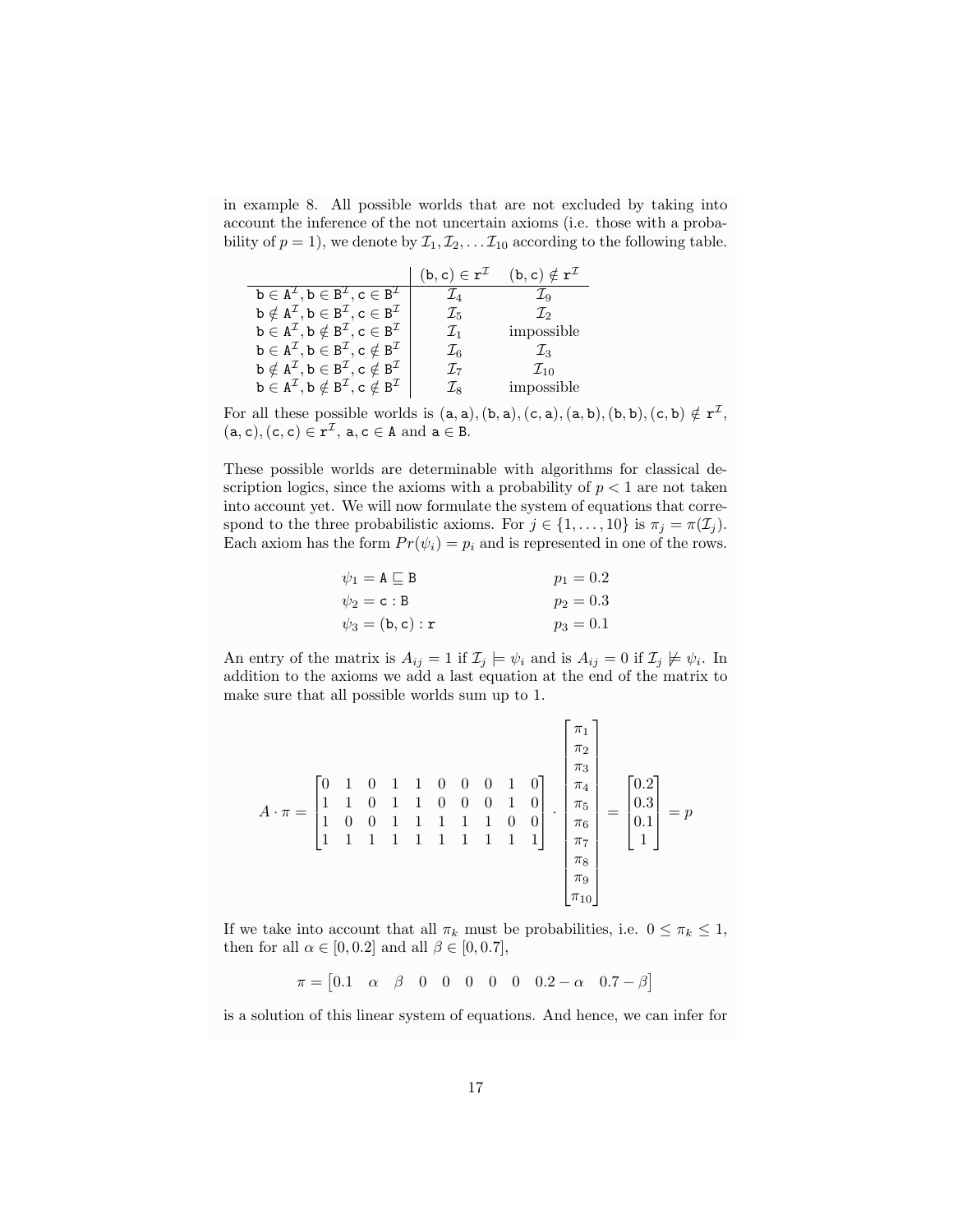in example 8. All possible worlds that are not excluded by taking into account the inference of the not uncertain axioms (i.e. those with a probability of $p = 1$), we denote by $\mathcal{I}_1, \mathcal{I}_2, \ldots \mathcal{I}_{10}$ according to the following table.

| | $(\mathtt{b},\mathtt{c}) \in \mathtt{r}^{\mathcal{I}}$ | $(\mathtt{b},\mathtt{c}) \notin \mathtt{r}^{\mathcal{I}}$ |
|---|---|---|
| $\mathtt{b} \in \mathtt{A}^{\mathcal{I}}, \mathtt{b} \in \mathtt{B}^{\mathcal{I}}, \mathtt{c} \in \mathtt{B}^{\mathcal{I}}$ | $\mathcal{I}_4$ | $\mathcal{I}_9$ |
| $\mathtt{b} \notin \mathtt{A}^{\mathcal{I}}, \mathtt{b} \in \mathtt{B}^{\mathcal{I}}, \mathtt{c} \in \mathtt{B}^{\mathcal{I}}$ | $\mathcal{I}_5$ | $\mathcal{I}_2$ |
| $\mathtt{b} \in \mathtt{A}^{\mathcal{I}}, \mathtt{b} \notin \mathtt{B}^{\mathcal{I}}, \mathtt{c} \in \mathtt{B}^{\mathcal{I}}$ | $\mathcal{I}_1$ | impossible |
| $\mathtt{b} \in \mathtt{A}^{\mathcal{I}}, \mathtt{b} \in \mathtt{B}^{\mathcal{I}}, \mathtt{c} \notin \mathtt{B}^{\mathcal{I}}$ | $\mathcal{I}_6$ | $\mathcal{I}_3$ |
| $\mathtt{b} \notin \mathtt{A}^{\mathcal{I}}, \mathtt{b} \in \mathtt{B}^{\mathcal{I}}, \mathtt{c} \notin \mathtt{B}^{\mathcal{I}}$ | $\mathcal{I}_7$ | $\mathcal{I}_{10}$ |
| $\mathtt{b} \in \mathtt{A}^{\mathcal{I}}, \mathtt{b} \notin \mathtt{B}^{\mathcal{I}}, \mathtt{c} \notin \mathtt{B}^{\mathcal{I}}$ | $\mathcal{I}_8$ | impossible |

For all these possible worlds is $(\mathtt{a},\mathtt{a}), (\mathtt{b},\mathtt{a}), (\mathtt{c},\mathtt{a}), (\mathtt{a},\mathtt{b}), (\mathtt{b},\mathtt{b}), (\mathtt{c},\mathtt{b}) \notin \mathtt{r}^{\mathcal{I}}$, $(\mathtt{a},\mathtt{c}), (\mathtt{c},\mathtt{c}) \in \mathtt{r}^{\mathcal{I}}$, $\mathtt{a}, \mathtt{c} \in \mathtt{A}$ and $\mathtt{a} \in \mathtt{B}$.

These possible worlds are determinable with algorithms for classical description logics, since the axioms with a probability of $p < 1$ are not taken into account yet. We will now formulate the system of equations that correspond to the three probabilistic axioms. For $j \in \{1, \ldots, 10\}$ is $\pi_j = \pi(\mathcal{I}_j)$. Each axiom has the form $Pr(\psi_i) = p_i$ and is represented in one of the rows.

$$
\begin{aligned}
&\psi_1 = \mathtt{A} \sqsubseteq \mathtt{B} && p_1 = 0.2 \\
&\psi_2 = \mathtt{c} : \mathtt{B} && p_2 = 0.3 \\
&\psi_3 = (\mathtt{b},\mathtt{c}) : \mathtt{r} && p_3 = 0.1
\end{aligned}
$$

An entry of the matrix is $A_{ij} = 1$ if $\mathcal{I}_j \models \psi_i$ and is $A_{ij} = 0$ if $\mathcal{I}_j \not\models \psi_i$. In addition to the axioms we add a last equation at the end of the matrix to make sure that all possible worlds sum up to 1.

$$
A \cdot \pi = \begin{bmatrix} 0 & 1 & 0 & 1 & 1 & 0 & 0 & 0 & 1 & 0 \\ 1 & 1 & 0 & 1 & 1 & 0 & 0 & 0 & 1 & 0 \\ 1 & 0 & 0 & 1 & 1 & 1 & 1 & 1 & 0 & 0 \\ 1 & 1 & 1 & 1 & 1 & 1 & 1 & 1 & 1 & 1 \end{bmatrix} \cdot \begin{bmatrix} \pi_1 \\ \pi_2 \\ \pi_3 \\ \pi_4 \\ \pi_5 \\ \pi_6 \\ \pi_7 \\ \pi_8 \\ \pi_9 \\ \pi_{10} \end{bmatrix} = \begin{bmatrix} 0.2 \\ 0.3 \\ 0.1 \\ 1 \end{bmatrix} = p
$$

If we take into account that all $\pi_k$ must be probabilities, i.e. $0 \leq \pi_k \leq 1$, then for all $\alpha \in [0, 0.2]$ and all $\beta \in [0, 0.7]$,

$$
\pi = \begin{bmatrix} 0.1 & \alpha & \beta & 0 & 0 & 0 & 0 & 0 & 0.2 - \alpha & 0.7 - \beta \end{bmatrix}
$$

is a solution of this linear system of equations. And hence, we can infer for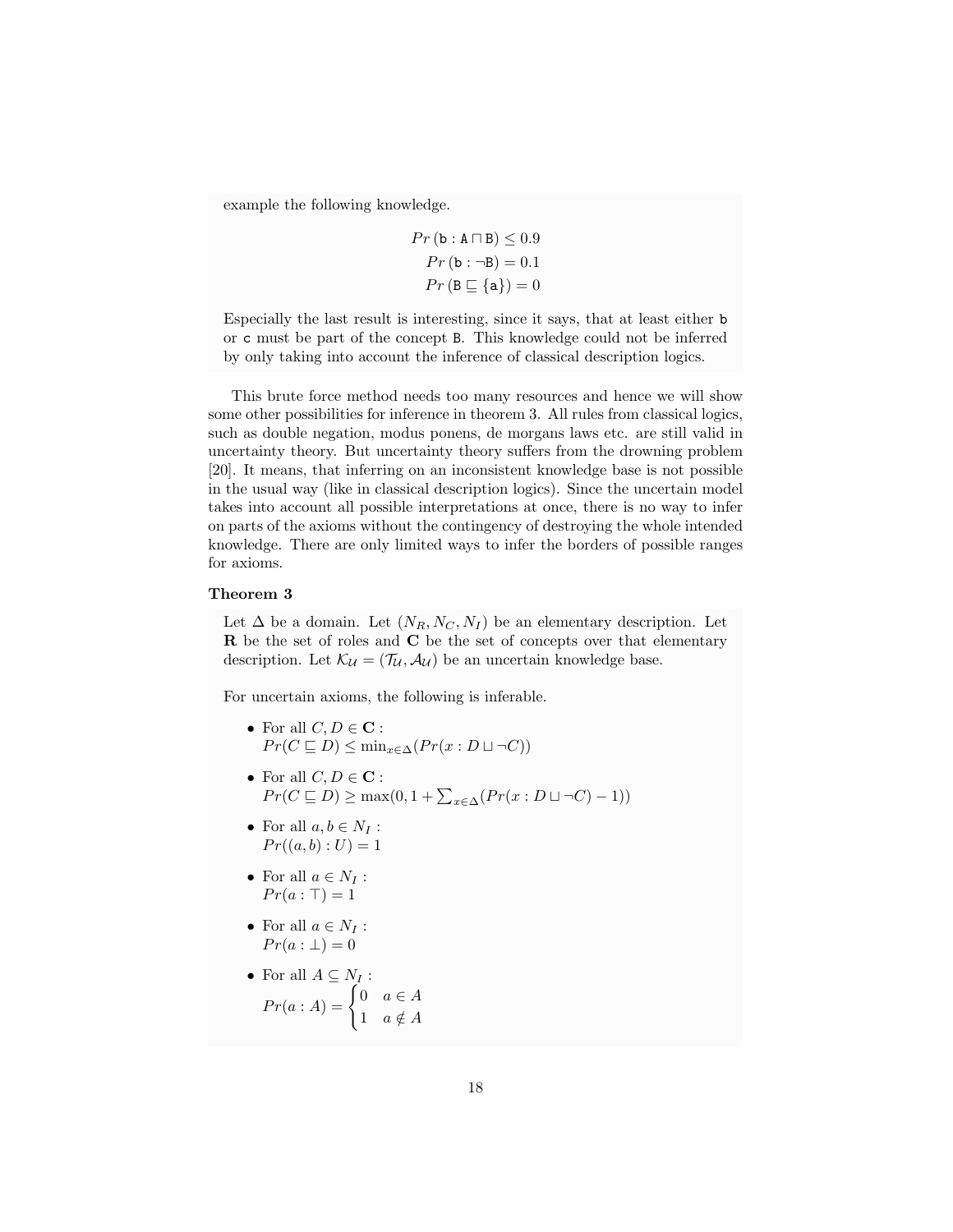example the following knowledge.

$$
\begin{aligned}
Pr\left(\mathtt{b} : \mathtt{A} \sqcap \mathtt{B}\right) &\leq 0.9 \\
Pr\left(\mathtt{b} : \neg\mathtt{B}\right) &= 0.1 \\
Pr\left(\mathtt{B} \sqsubseteq \{\mathtt{a}\}\right) &= 0
\end{aligned}
$$

Especially the last result is interesting, since it says, that at least either b or c must be part of the concept B. This knowledge could not be inferred by only taking into account the inference of classical description logics.

This brute force method needs too many resources and hence we will show some other possibilities for inference in theorem 3. All rules from classical logics, such as double negation, modus ponens, de morgans laws etc. are still valid in uncertainty theory. But uncertainty theory suffers from the drowning problem [20]. It means, that inferring on an inconsistent knowledge base is not possible in the usual way (like in classical description logics). Since the uncertain model takes into account all possible interpretations at once, there is no way to infer on parts of the axioms without the contingency of destroying the whole intended knowledge. There are only limited ways to infer the borders of possible ranges for axioms.

**Theorem 3**

Let $\Delta$ be a domain. Let $(N_R, N_C, N_I)$ be an elementary description. Let $\mathbf{R}$ be the set of roles and $\mathbf{C}$ be the set of concepts over that elementary description. Let $\mathcal{K}_\mathcal{U} = (\mathcal{T}_\mathcal{U}, \mathcal{A}_\mathcal{U})$ be an uncertain knowledge base.

For uncertain axioms, the following is inferable.

- For all $C, D \in \mathbf{C}$ :
  $Pr(C \sqsubseteq D) \leq \min_{x \in \Delta}(Pr(x : D \sqcup \neg C))$
- For all $C, D \in \mathbf{C}$ :
  $Pr(C \sqsubseteq D) \geq \max(0, 1 + \sum_{x \in \Delta}(Pr(x : D \sqcup \neg C) - 1))$
- For all $a, b \in N_I$ :
  $Pr((a, b) : U) = 1$
- For all $a \in N_I$ :
  $Pr(a : \top) = 1$
- For all $a \in N_I$ :
  $Pr(a : \bot) = 0$
- For all $A \subseteq N_I$ :
  $Pr(a : A) = \begin{cases} 0 & a \in A \\ 1 & a \notin A \end{cases}$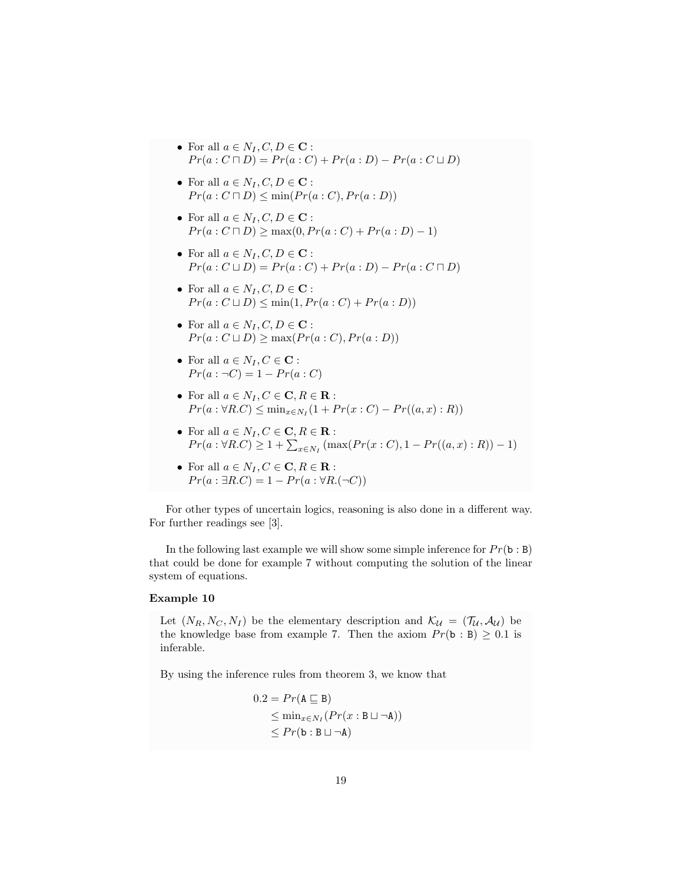- For all $a \in N_I, C, D \in \mathbf{C}$ :
  $Pr(a : C \sqcap D) = Pr(a : C) + Pr(a : D) - Pr(a : C \sqcup D)$

- For all $a \in N_I, C, D \in \mathbf{C}$ :
  $Pr(a : C \sqcap D) \leq \min(Pr(a : C), Pr(a : D))$

- For all $a \in N_I, C, D \in \mathbf{C}$ :
  $Pr(a : C \sqcap D) \geq \max(0, Pr(a : C) + Pr(a : D) - 1)$

- For all $a \in N_I, C, D \in \mathbf{C}$ :
  $Pr(a : C \sqcup D) = Pr(a : C) + Pr(a : D) - Pr(a : C \sqcap D)$

- For all $a \in N_I, C, D \in \mathbf{C}$ :
  $Pr(a : C \sqcup D) \leq \min(1, Pr(a : C) + Pr(a : D))$

- For all $a \in N_I, C, D \in \mathbf{C}$ :
  $Pr(a : C \sqcup D) \geq \max(Pr(a : C), Pr(a : D))$

- For all $a \in N_I, C \in \mathbf{C}$ :
  $Pr(a : \neg C) = 1 - Pr(a : C)$

- For all $a \in N_I, C \in \mathbf{C}, R \in \mathbf{R}$ :
  $Pr(a : \forall R.C) \leq \min_{x \in N_I}(1 + Pr(x : C) - Pr((a, x) : R))$

- For all $a \in N_I, C \in \mathbf{C}, R \in \mathbf{R}$ :
  $Pr(a : \forall R.C) \geq 1 + \sum_{x \in N_I} (\max(Pr(x : C), 1 - Pr((a, x) : R)) - 1)$

- For all $a \in N_I, C \in \mathbf{C}, R \in \mathbf{R}$ :
  $Pr(a : \exists R.C) = 1 - Pr(a : \forall R.(\neg C))$

For other types of uncertain logics, reasoning is also done in a different way. For further readings see [3].

In the following last example we will show some simple inference for $Pr(\mathtt{b} : \mathtt{B})$ that could be done for example 7 without computing the solution of the linear system of equations.

**Example 10**

Let $(N_R, N_C, N_I)$ be the elementary description and $\mathcal{K}_\mathcal{U} = (\mathcal{T}_\mathcal{U}, \mathcal{A}_\mathcal{U})$ be the knowledge base from example 7. Then the axiom $Pr(\mathtt{b} : \mathtt{B}) \geq 0.1$ is inferable.

By using the inference rules from theorem 3, we know that

$$
\begin{aligned}
0.2 &= Pr(\mathtt{A} \sqsubseteq \mathtt{B}) \\
&\leq \min_{x \in N_I}(Pr(x : \mathtt{B} \sqcup \neg\mathtt{A})) \\
&\leq Pr(\mathtt{b} : \mathtt{B} \sqcup \neg\mathtt{A})
\end{aligned}
$$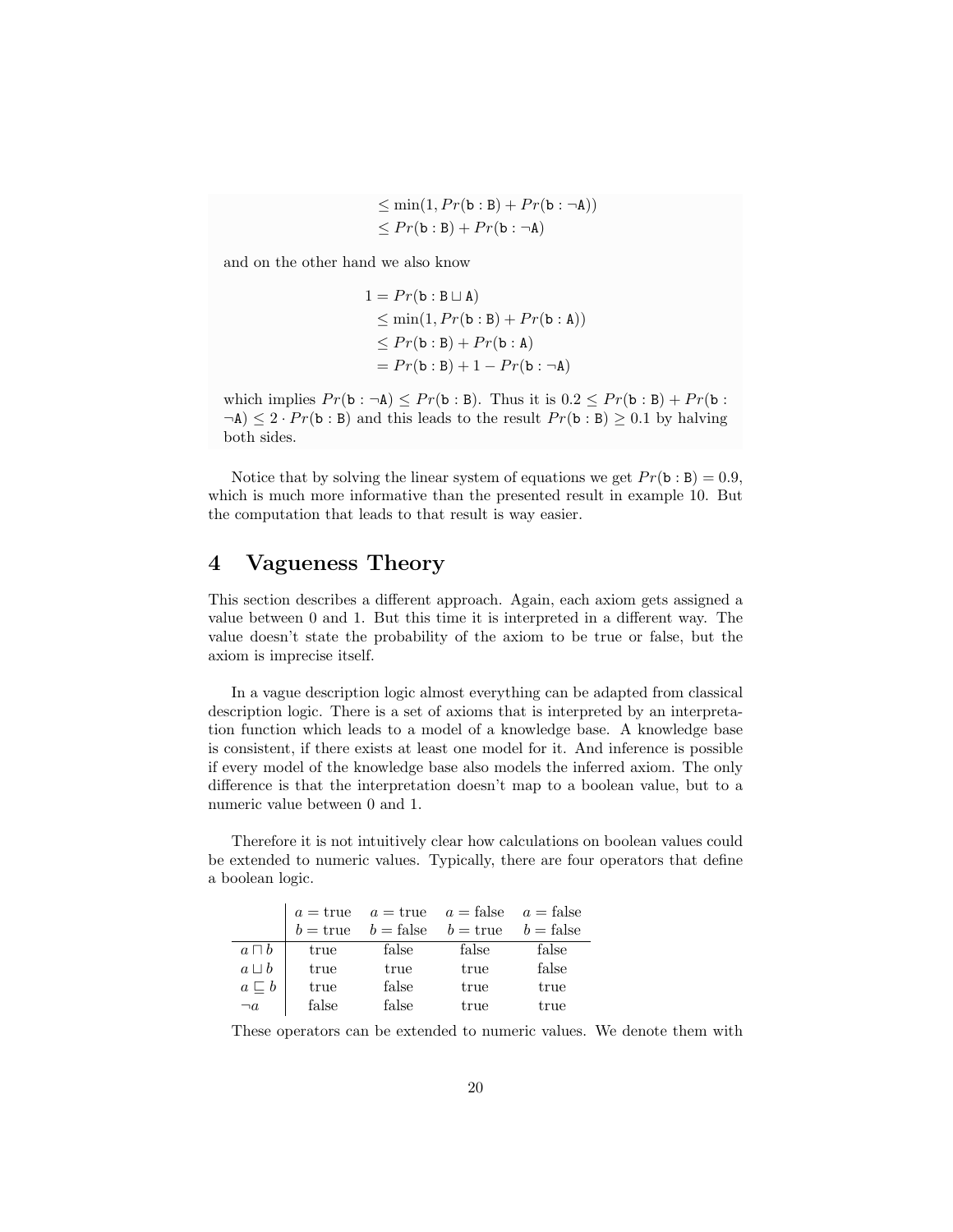$$
\begin{aligned}
&\leq \min(1, Pr(\texttt{b} : \texttt{B}) + Pr(\texttt{b} : \neg\texttt{A})) \\
&\leq Pr(\texttt{b} : \texttt{B}) + Pr(\texttt{b} : \neg\texttt{A})
\end{aligned}
$$

and on the other hand we also know

$$
\begin{aligned}
1 &= Pr(\texttt{b} : \texttt{B} \sqcup \texttt{A}) \\
&\leq \min(1, Pr(\texttt{b} : \texttt{B}) + Pr(\texttt{b} : \texttt{A})) \\
&\leq Pr(\texttt{b} : \texttt{B}) + Pr(\texttt{b} : \texttt{A}) \\
&= Pr(\texttt{b} : \texttt{B}) + 1 - Pr(\texttt{b} : \neg\texttt{A})
\end{aligned}
$$

which implies $Pr(\texttt{b} : \neg\texttt{A}) \leq Pr(\texttt{b} : \texttt{B})$. Thus it is $0.2 \leq Pr(\texttt{b} : \texttt{B}) + Pr(\texttt{b} : \neg\texttt{A}) \leq 2 \cdot Pr(\texttt{b} : \texttt{B})$ and this leads to the result $Pr(\texttt{b} : \texttt{B}) \geq 0.1$ by halving both sides.

Notice that by solving the linear system of equations we get $Pr(\texttt{b} : \texttt{B}) = 0.9$, which is much more informative than the presented result in example 10. But the computation that leads to that result is way easier.

# 4 Vagueness Theory

This section describes a different approach. Again, each axiom gets assigned a value between 0 and 1. But this time it is interpreted in a different way. The value doesn't state the probability of the axiom to be true or false, but the axiom is imprecise itself.

In a vague description logic almost everything can be adapted from classical description logic. There is a set of axioms that is interpreted by an interpretation function which leads to a model of a knowledge base. A knowledge base is consistent, if there exists at least one model for it. And inference is possible if every model of the knowledge base also models the inferred axiom. The only difference is that the interpretation doesn't map to a boolean value, but to a numeric value between 0 and 1.

Therefore it is not intuitively clear how calculations on boolean values could be extended to numeric values. Typically, there are four operators that define a boolean logic.

| | $a =$ true, $b =$ true | $a =$ true, $b =$ false | $a =$ false, $b =$ true | $a =$ false, $b =$ false |
|---|---|---|---|---|
| $a \sqcap b$ | true | false | false | false |
| $a \sqcup b$ | true | true | true | false |
| $a \sqsubseteq b$ | true | false | true | true |
| $\neg a$ | false | false | true | true |

These operators can be extended to numeric values. We denote them with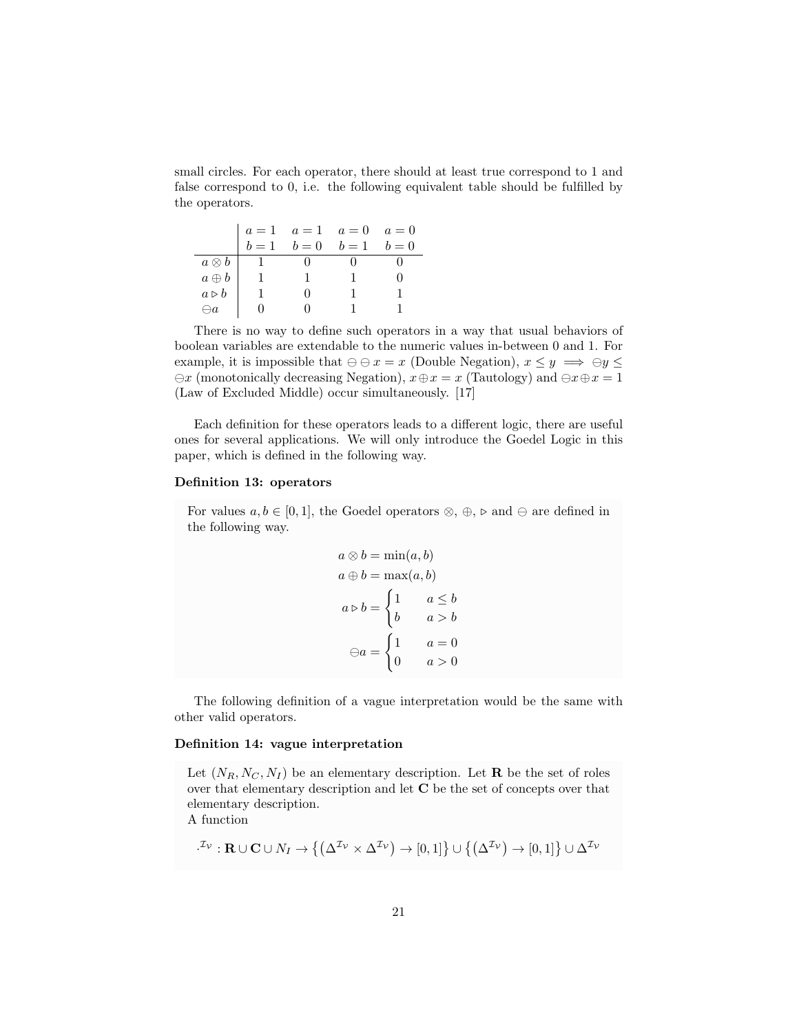small circles. For each operator, there should at least true correspond to 1 and false correspond to 0, i.e. the following equivalent table should be fulfilled by the operators.

| | $a = 1$ $b = 1$ | $a = 1$ $b = 0$ | $a = 0$ $b = 1$ | $a = 0$ $b = 0$ |
|---|---|---|---|---|
| $a \otimes b$ | 1 | 0 | 0 | 0 |
| $a \oplus b$ | 1 | 1 | 1 | 0 |
| $a \rhd b$ | 1 | 0 | 1 | 1 |
| $\ominus a$ | 0 | 0 | 1 | 1 |

There is no way to define such operators in a way that usual behaviors of boolean variables are extendable to the numeric values in-between 0 and 1. For example, it is impossible that $\ominus \ominus x = x$ (Double Negation), $x \leq y \implies \ominus y \leq \ominus x$ (monotonically decreasing Negation), $x \oplus x = x$ (Tautology) and $\ominus x \oplus x = 1$ (Law of Excluded Middle) occur simultaneously. [17]

Each definition for these operators leads to a different logic, there are useful ones for several applications. We will only introduce the Goedel Logic in this paper, which is defined in the following way.

#### Definition 13: operators

For values $a, b \in [0, 1]$, the Goedel operators $\otimes$, $\oplus$, $\rhd$ and $\ominus$ are defined in the following way.

$$a \otimes b = \min(a, b)$$

$$a \oplus b = \max(a, b)$$

$$a \rhd b = \begin{cases} 1 & a \leq b \\ b & a > b \end{cases}$$

$$\ominus a = \begin{cases} 1 & a = 0 \\ 0 & a > 0 \end{cases}$$

The following definition of a vague interpretation would be the same with other valid operators.

#### Definition 14: vague interpretation

Let $(N_R, N_C, N_I)$ be an elementary description. Let $\mathbf{R}$ be the set of roles over that elementary description and let $\mathbf{C}$ be the set of concepts over that elementary description.
A function

$$\cdot^{\mathcal{I}_\mathcal{V}} : \mathbf{R} \cup \mathbf{C} \cup N_I \to \left\{ \left( \Delta^{\mathcal{I}_\mathcal{V}} \times \Delta^{\mathcal{I}_\mathcal{V}} \right) \to [0, 1] \right\} \cup \left\{ \left( \Delta^{\mathcal{I}_\mathcal{V}} \right) \to [0, 1] \right\} \cup \Delta^{\mathcal{I}_\mathcal{V}}$$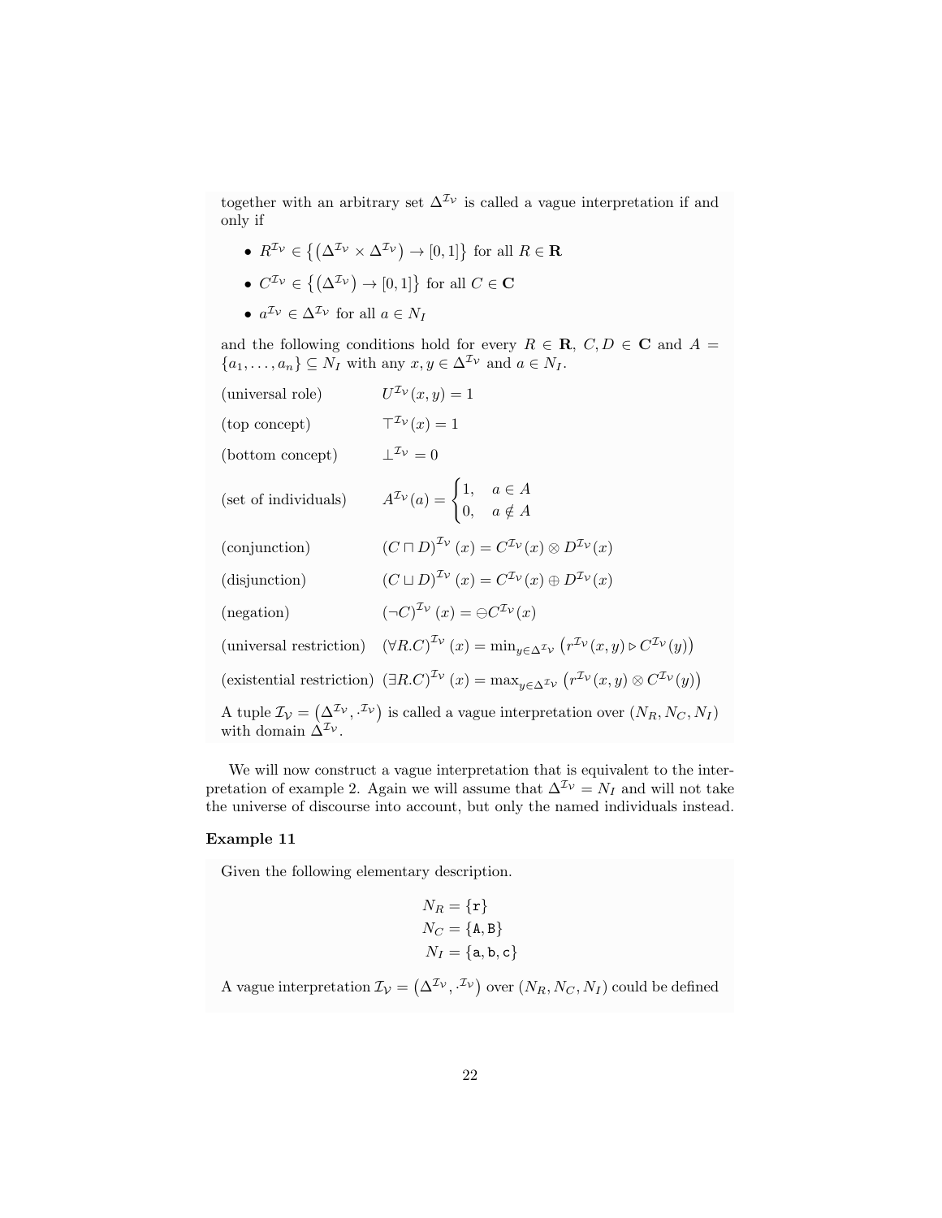together with an arbitrary set $\Delta^{\mathcal{I}_\mathcal{V}}$ is called a vague interpretation if and only if

- $R^{\mathcal{I}_\mathcal{V}} \in \left\{ \left( \Delta^{\mathcal{I}_\mathcal{V}} \times \Delta^{\mathcal{I}_\mathcal{V}} \right) \to [0,1] \right\}$ for all $R \in \mathbf{R}$
- $C^{\mathcal{I}_\mathcal{V}} \in \left\{ \left( \Delta^{\mathcal{I}_\mathcal{V}} \right) \to [0,1] \right\}$ for all $C \in \mathbf{C}$
- $a^{\mathcal{I}_\mathcal{V}} \in \Delta^{\mathcal{I}_\mathcal{V}}$ for all $a \in N_I$

and the following conditions hold for every $R \in \mathbf{R}$, $C, D \in \mathbf{C}$ and $A = \{a_1, \ldots, a_n\} \subseteq N_I$ with any $x, y \in \Delta^{\mathcal{I}_\mathcal{V}}$ and $a \in N_I$.

(universal role) $\quad U^{\mathcal{I}_\mathcal{V}}(x, y) = 1$

(top concept) $\quad \top^{\mathcal{I}_\mathcal{V}}(x) = 1$

(bottom concept) $\quad \bot^{\mathcal{I}_\mathcal{V}} = 0$

(set of individuals) $\quad A^{\mathcal{I}_\mathcal{V}}(a) = \begin{cases} 1, & a \in A \\ 0, & a \notin A \end{cases}$

(conjunction) $\quad (C \sqcap D)^{\mathcal{I}_\mathcal{V}}(x) = C^{\mathcal{I}_\mathcal{V}}(x) \otimes D^{\mathcal{I}_\mathcal{V}}(x)$

(disjunction) $\quad (C \sqcup D)^{\mathcal{I}_\mathcal{V}}(x) = C^{\mathcal{I}_\mathcal{V}}(x) \oplus D^{\mathcal{I}_\mathcal{V}}(x)$

(negation) $\quad (\neg C)^{\mathcal{I}_\mathcal{V}}(x) = \ominus C^{\mathcal{I}_\mathcal{V}}(x)$

(universal restriction) $\quad (\forall R.C)^{\mathcal{I}_\mathcal{V}}(x) = \min_{y \in \Delta^{\mathcal{I}_\mathcal{V}}} \left( r^{\mathcal{I}_\mathcal{V}}(x, y) \triangleright C^{\mathcal{I}_\mathcal{V}}(y) \right)$

(existential restriction) $\quad (\exists R.C)^{\mathcal{I}_\mathcal{V}}(x) = \max_{y \in \Delta^{\mathcal{I}_\mathcal{V}}} \left( r^{\mathcal{I}_\mathcal{V}}(x, y) \otimes C^{\mathcal{I}_\mathcal{V}}(y) \right)$

A tuple $\mathcal{I}_\mathcal{V} = \left( \Delta^{\mathcal{I}_\mathcal{V}}, \cdot^{\mathcal{I}_\mathcal{V}} \right)$ is called a vague interpretation over $(N_R, N_C, N_I)$ with domain $\Delta^{\mathcal{I}_\mathcal{V}}$.

We will now construct a vague interpretation that is equivalent to the interpretation of example 2. Again we will assume that $\Delta^{\mathcal{I}_\mathcal{V}} = N_I$ and will not take the universe of discourse into account, but only the named individuals instead.

**Example 11**

Given the following elementary description.

$$
\begin{aligned}
N_R &= \{\mathtt{r}\} \\
N_C &= \{\mathtt{A}, \mathtt{B}\} \\
N_I &= \{\mathtt{a}, \mathtt{b}, \mathtt{c}\}
\end{aligned}
$$

A vague interpretation $\mathcal{I}_\mathcal{V} = \left( \Delta^{\mathcal{I}_\mathcal{V}}, \cdot^{\mathcal{I}_\mathcal{V}} \right)$ over $(N_R, N_C, N_I)$ could be defined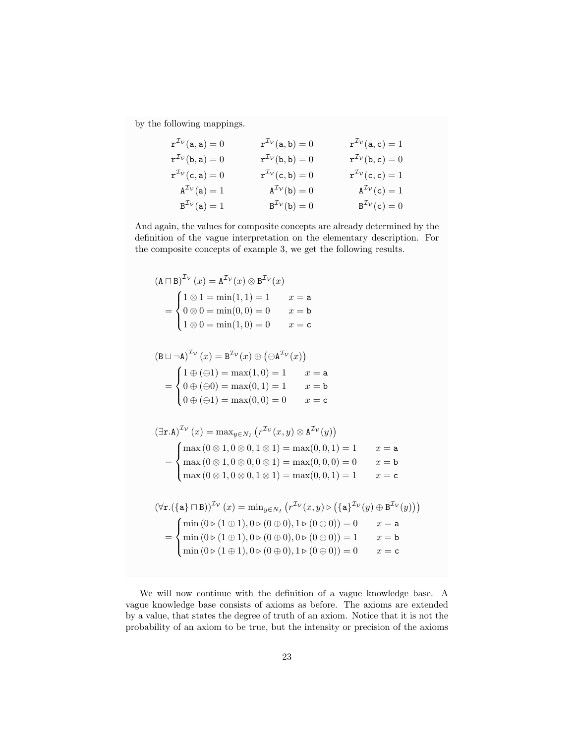by the following mappings.

$$
\begin{array}{lll}
\mathtt{r}^{\mathcal{I}_\mathcal{V}}(\mathtt{a},\mathtt{a}) = 0 & \mathtt{r}^{\mathcal{I}_\mathcal{V}}(\mathtt{a},\mathtt{b}) = 0 & \mathtt{r}^{\mathcal{I}_\mathcal{V}}(\mathtt{a},\mathtt{c}) = 1 \\
\mathtt{r}^{\mathcal{I}_\mathcal{V}}(\mathtt{b},\mathtt{a}) = 0 & \mathtt{r}^{\mathcal{I}_\mathcal{V}}(\mathtt{b},\mathtt{b}) = 0 & \mathtt{r}^{\mathcal{I}_\mathcal{V}}(\mathtt{b},\mathtt{c}) = 0 \\
\mathtt{r}^{\mathcal{I}_\mathcal{V}}(\mathtt{c},\mathtt{a}) = 0 & \mathtt{r}^{\mathcal{I}_\mathcal{V}}(\mathtt{c},\mathtt{b}) = 0 & \mathtt{r}^{\mathcal{I}_\mathcal{V}}(\mathtt{c},\mathtt{c}) = 1 \\
\mathtt{A}^{\mathcal{I}_\mathcal{V}}(\mathtt{a}) = 1 & \mathtt{A}^{\mathcal{I}_\mathcal{V}}(\mathtt{b}) = 0 & \mathtt{A}^{\mathcal{I}_\mathcal{V}}(\mathtt{c}) = 1 \\
\mathtt{B}^{\mathcal{I}_\mathcal{V}}(\mathtt{a}) = 1 & \mathtt{B}^{\mathcal{I}_\mathcal{V}}(\mathtt{b}) = 0 & \mathtt{B}^{\mathcal{I}_\mathcal{V}}(\mathtt{c}) = 0
\end{array}
$$

And again, the values for composite concepts are already determined by the definition of the vague interpretation on the elementary description. For the composite concepts of example 3, we get the following results.

$$
\begin{aligned}
(\mathtt{A} \sqcap \mathtt{B})^{\mathcal{I}_\mathcal{V}}(x) &= \mathtt{A}^{\mathcal{I}_\mathcal{V}}(x) \otimes \mathtt{B}^{\mathcal{I}_\mathcal{V}}(x) \\
&= \begin{cases} 1 \otimes 1 = \min(1,1) = 1 & x = \mathtt{a} \\ 0 \otimes 0 = \min(0,0) = 0 & x = \mathtt{b} \\ 1 \otimes 0 = \min(1,0) = 0 & x = \mathtt{c} \end{cases}
\end{aligned}
$$

$$
\begin{aligned}
(\mathtt{B} \sqcup \neg\mathtt{A})^{\mathcal{I}_\mathcal{V}}(x) &= \mathtt{B}^{\mathcal{I}_\mathcal{V}}(x) \oplus \left(\ominus \mathtt{A}^{\mathcal{I}_\mathcal{V}}(x)\right) \\
&= \begin{cases} 1 \oplus (\ominus 1) = \max(1,0) = 1 & x = \mathtt{a} \\ 0 \oplus (\ominus 0) = \max(0,1) = 1 & x = \mathtt{b} \\ 0 \oplus (\ominus 1) = \max(0,0) = 0 & x = \mathtt{c} \end{cases}
\end{aligned}
$$

$$
\begin{aligned}
(\exists \mathtt{r}.\mathtt{A})^{\mathcal{I}_\mathcal{V}}(x) &= \max_{y \in N_I}\left(r^{\mathcal{I}_\mathcal{V}}(x,y) \otimes \mathtt{A}^{\mathcal{I}_\mathcal{V}}(y)\right) \\
&= \begin{cases} \max\left(0 \otimes 1, 0 \otimes 0, 1 \otimes 1\right) = \max(0,0,1) = 1 & x = \mathtt{a} \\ \max\left(0 \otimes 1, 0 \otimes 0, 0 \otimes 1\right) = \max(0,0,0) = 0 & x = \mathtt{b} \\ \max\left(0 \otimes 1, 0 \otimes 0, 1 \otimes 1\right) = \max(0,0,1) = 1 & x = \mathtt{c} \end{cases}
\end{aligned}
$$

$$
\begin{aligned}
(\forall \mathtt{r}.(\{\mathtt{a}\} \sqcap \mathtt{B}))^{\mathcal{I}_\mathcal{V}}(x) &= \min_{y \in N_I}\left(r^{\mathcal{I}_\mathcal{V}}(x,y) \rhd \left(\{\mathtt{a}\}^{\mathcal{I}_\mathcal{V}}(y) \oplus \mathtt{B}^{\mathcal{I}_\mathcal{V}}(y)\right)\right) \\
&= \begin{cases} \min\left(0 \rhd (1 \oplus 1), 0 \rhd (0 \oplus 0), 1 \rhd (0 \oplus 0)\right) = 0 & x = \mathtt{a} \\ \min\left(0 \rhd (1 \oplus 1), 0 \rhd (0 \oplus 0), 0 \rhd (0 \oplus 0)\right) = 1 & x = \mathtt{b} \\ \min\left(0 \rhd (1 \oplus 1), 0 \rhd (0 \oplus 0), 1 \rhd (0 \oplus 0)\right) = 0 & x = \mathtt{c} \end{cases}
\end{aligned}
$$

We will now continue with the definition of a vague knowledge base. A vague knowledge base consists of axioms as before. The axioms are extended by a value, that states the degree of truth of an axiom. Notice that it is not the probability of an axiom to be true, but the intensity or precision of the axioms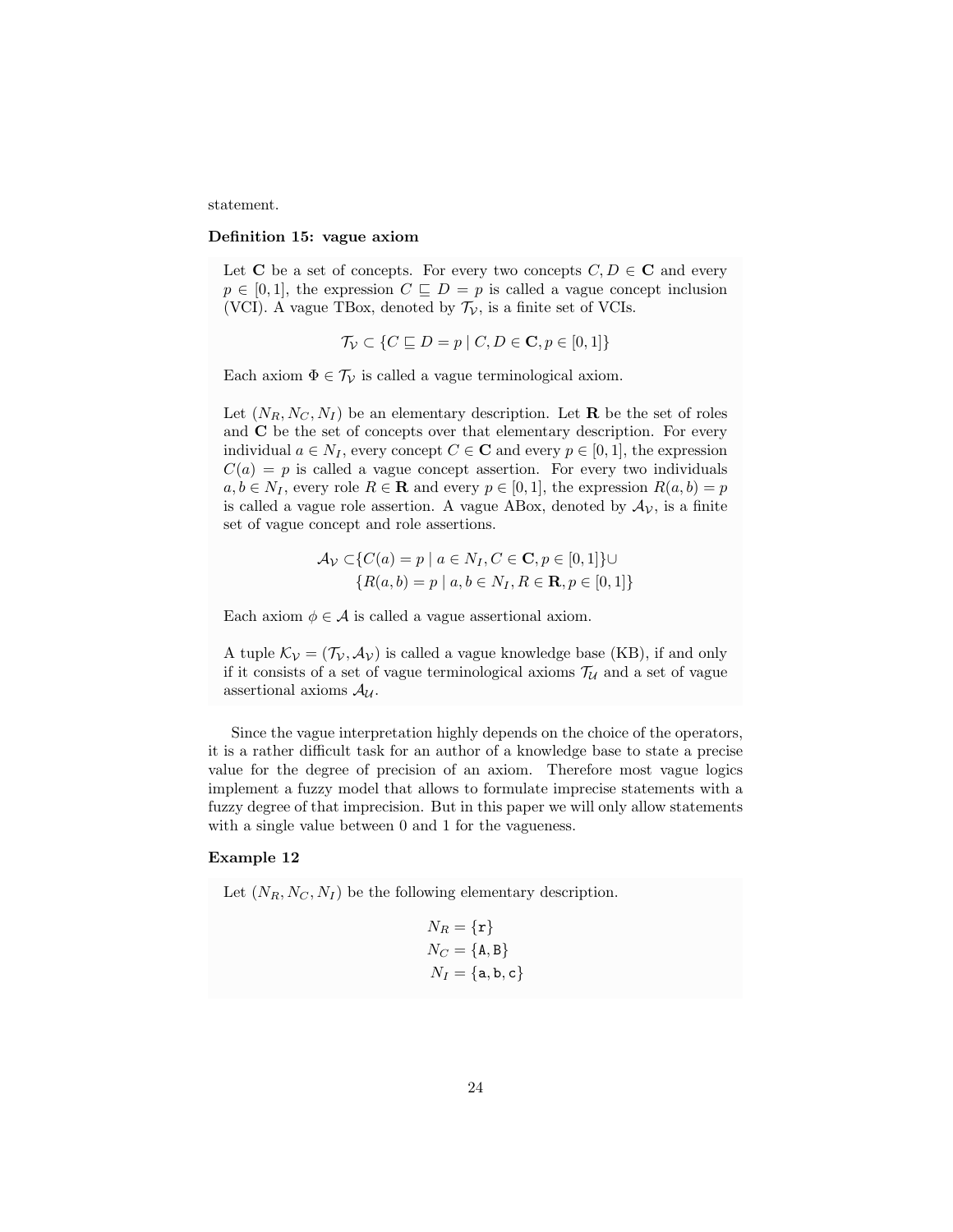statement.

**Definition 15: vague axiom**

Let $\mathbf{C}$ be a set of concepts. For every two concepts $C, D \in \mathbf{C}$ and every $p \in [0,1]$, the expression $C \sqsubseteq D = p$ is called a vague concept inclusion (VCI). A vague TBox, denoted by $\mathcal{T}_\mathcal{V}$, is a finite set of VCIs.

$$\mathcal{T}_\mathcal{V} \subset \{C \sqsubseteq D = p \mid C, D \in \mathbf{C}, p \in [0,1]\}$$

Each axiom $\Phi \in \mathcal{T}_\mathcal{V}$ is called a vague terminological axiom.

Let $(N_R, N_C, N_I)$ be an elementary description. Let $\mathbf{R}$ be the set of roles and $\mathbf{C}$ be the set of concepts over that elementary description. For every individual $a \in N_I$, every concept $C \in \mathbf{C}$ and every $p \in [0,1]$, the expression $C(a) = p$ is called a vague concept assertion. For every two individuals $a, b \in N_I$, every role $R \in \mathbf{R}$ and every $p \in [0,1]$, the expression $R(a,b) = p$ is called a vague role assertion. A vague ABox, denoted by $\mathcal{A}_\mathcal{V}$, is a finite set of vague concept and role assertions.

$$\begin{aligned}\mathcal{A}_\mathcal{V} \subset &\{C(a) = p \mid a \in N_I, C \in \mathbf{C}, p \in [0,1]\} \cup \\ &\{R(a,b) = p \mid a, b \in N_I, R \in \mathbf{R}, p \in [0,1]\}\end{aligned}$$

Each axiom $\phi \in \mathcal{A}$ is called a vague assertional axiom.

A tuple $\mathcal{K}_\mathcal{V} = (\mathcal{T}_\mathcal{V}, \mathcal{A}_\mathcal{V})$ is called a vague knowledge base (KB), if and only if it consists of a set of vague terminological axioms $\mathcal{T}_\mathcal{U}$ and a set of vague assertional axioms $\mathcal{A}_\mathcal{U}$.

Since the vague interpretation highly depends on the choice of the operators, it is a rather difficult task for an author of a knowledge base to state a precise value for the degree of precision of an axiom. Therefore most vague logics implement a fuzzy model that allows to formulate imprecise statements with a fuzzy degree of that imprecision. But in this paper we will only allow statements with a single value between 0 and 1 for the vagueness.

**Example 12**

Let $(N_R, N_C, N_I)$ be the following elementary description.

$$\begin{aligned} N_R &= \{\mathtt{r}\} \\ N_C &= \{\mathtt{A}, \mathtt{B}\} \\ N_I &= \{\mathtt{a}, \mathtt{b}, \mathtt{c}\} \end{aligned}$$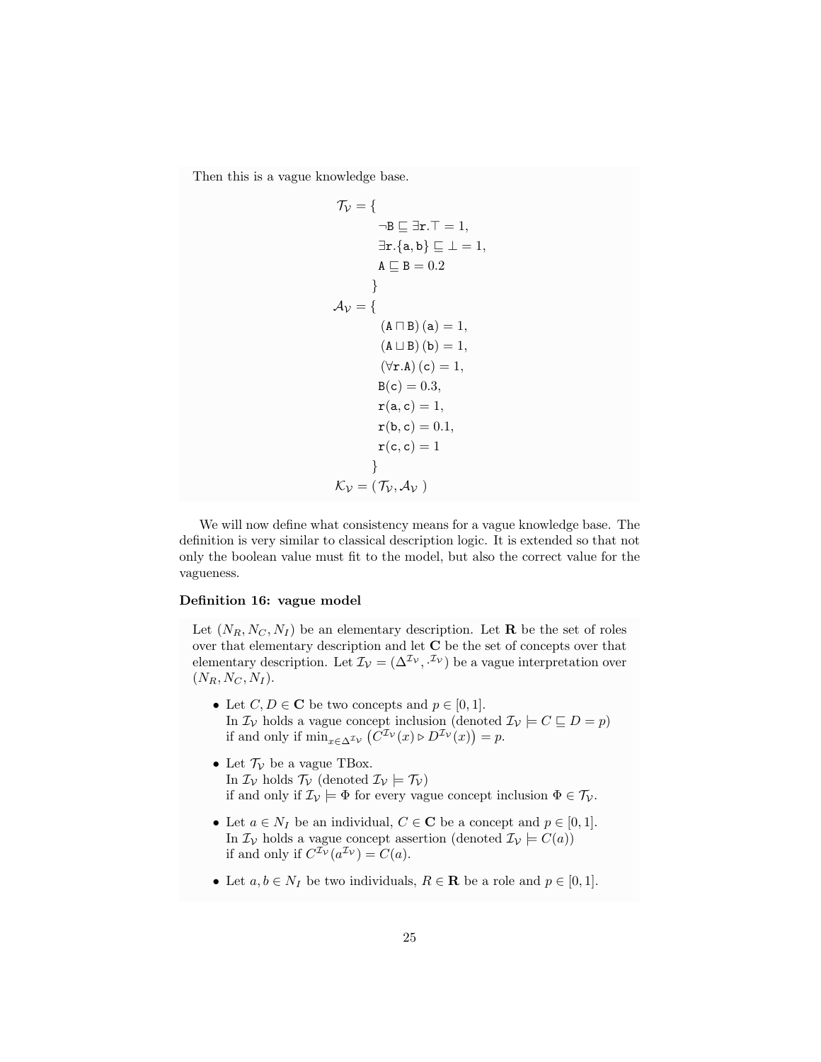Then this is a vague knowledge base.

$$
\begin{aligned}
\mathcal{T}_{\mathcal{V}} = \{ & \\
& \neg \mathtt{B} \sqsubseteq \exists \mathtt{r}.\top = 1, \\
& \exists \mathtt{r}.\{\mathtt{a}, \mathtt{b}\} \sqsubseteq \bot = 1, \\
& \mathtt{A} \sqsubseteq \mathtt{B} = 0.2 \\
\} & \\
\mathcal{A}_{\mathcal{V}} = \{ & \\
& (\mathtt{A} \sqcap \mathtt{B})(\mathtt{a}) = 1, \\
& (\mathtt{A} \sqcup \mathtt{B})(\mathtt{b}) = 1, \\
& (\forall \mathtt{r}.\mathtt{A})(\mathtt{c}) = 1, \\
& \mathtt{B}(\mathtt{c}) = 0.3, \\
& \mathtt{r}(\mathtt{a}, \mathtt{c}) = 1, \\
& \mathtt{r}(\mathtt{b}, \mathtt{c}) = 0.1, \\
& \mathtt{r}(\mathtt{c}, \mathtt{c}) = 1 \\
\} & \\
\mathcal{K}_{\mathcal{V}} = (\mathcal{T}_{\mathcal{V}}, & \mathcal{A}_{\mathcal{V}})
\end{aligned}
$$

We will now define what consistency means for a vague knowledge base. The definition is very similar to classical description logic. It is extended so that not only the boolean value must fit to the model, but also the correct value for the vagueness.

**Definition 16: vague model**

Let $(N_R, N_C, N_I)$ be an elementary description. Let $\mathbf{R}$ be the set of roles over that elementary description and let $\mathbf{C}$ be the set of concepts over that elementary description. Let $\mathcal{I}_{\mathcal{V}} = (\Delta^{\mathcal{I}_{\mathcal{V}}}, \cdot^{\mathcal{I}_{\mathcal{V}}})$ be a vague interpretation over $(N_R, N_C, N_I)$.

- Let $C, D \in \mathbf{C}$ be two concepts and $p \in [0, 1]$.
  In $\mathcal{I}_{\mathcal{V}}$ holds a vague concept inclusion (denoted $\mathcal{I}_{\mathcal{V}} \models C \sqsubseteq D = p$) if and only if $\min_{x \in \Delta^{\mathcal{I}_{\mathcal{V}}}} \left( C^{\mathcal{I}_{\mathcal{V}}}(x) \triangleright D^{\mathcal{I}_{\mathcal{V}}}(x) \right) = p$.
- Let $\mathcal{T}_{\mathcal{V}}$ be a vague TBox.
  In $\mathcal{I}_{\mathcal{V}}$ holds $\mathcal{T}_{\mathcal{V}}$ (denoted $\mathcal{I}_{\mathcal{V}} \models \mathcal{T}_{\mathcal{V}}$) if and only if $\mathcal{I}_{\mathcal{V}} \models \Phi$ for every vague concept inclusion $\Phi \in \mathcal{T}_{\mathcal{V}}$.
- Let $a \in N_I$ be an individual, $C \in \mathbf{C}$ be a concept and $p \in [0, 1]$.
  In $\mathcal{I}_{\mathcal{V}}$ holds a vague concept assertion (denoted $\mathcal{I}_{\mathcal{V}} \models C(a)$) if and only if $C^{\mathcal{I}_{\mathcal{V}}}(a^{\mathcal{I}_{\mathcal{V}}}) = C(a)$.
- Let $a, b \in N_I$ be two individuals, $R \in \mathbf{R}$ be a role and $p \in [0, 1]$.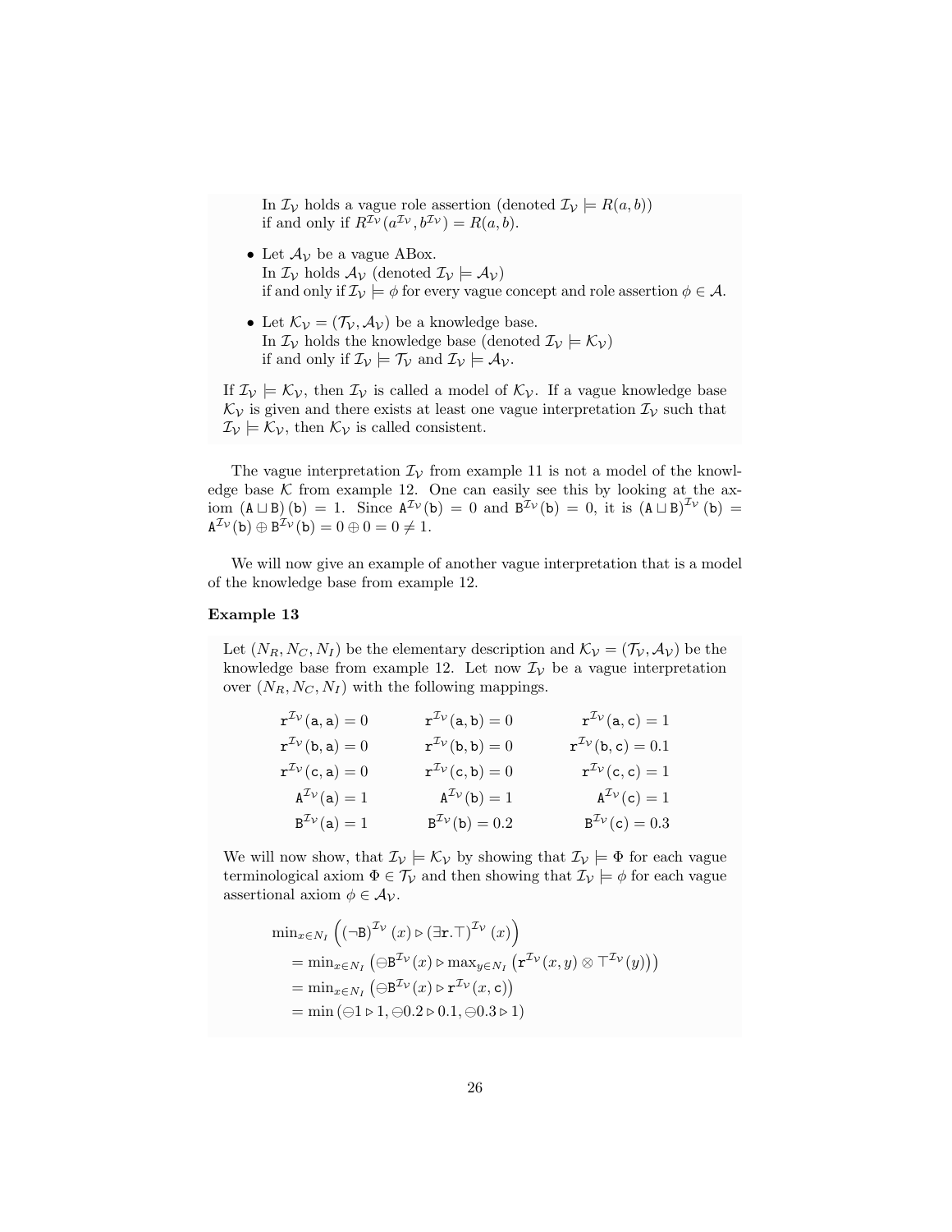In $\mathcal{I}_\mathcal{V}$ holds a vague role assertion (denoted $\mathcal{I}_\mathcal{V} \models R(a,b)$) if and only if $R^{\mathcal{I}_\mathcal{V}}(a^{\mathcal{I}_\mathcal{V}}, b^{\mathcal{I}_\mathcal{V}}) = R(a,b)$.

- Let $\mathcal{A}_\mathcal{V}$ be a vague ABox.
  In $\mathcal{I}_\mathcal{V}$ holds $\mathcal{A}_\mathcal{V}$ (denoted $\mathcal{I}_\mathcal{V} \models \mathcal{A}_\mathcal{V}$) if and only if $\mathcal{I}_\mathcal{V} \models \phi$ for every vague concept and role assertion $\phi \in \mathcal{A}$.
- Let $\mathcal{K}_\mathcal{V} = (\mathcal{T}_\mathcal{V}, \mathcal{A}_\mathcal{V})$ be a knowledge base.
  In $\mathcal{I}_\mathcal{V}$ holds the knowledge base (denoted $\mathcal{I}_\mathcal{V} \models \mathcal{K}_\mathcal{V}$) if and only if $\mathcal{I}_\mathcal{V} \models \mathcal{T}_\mathcal{V}$ and $\mathcal{I}_\mathcal{V} \models \mathcal{A}_\mathcal{V}$.

If $\mathcal{I}_\mathcal{V} \models \mathcal{K}_\mathcal{V}$, then $\mathcal{I}_\mathcal{V}$ is called a model of $\mathcal{K}_\mathcal{V}$. If a vague knowledge base $\mathcal{K}_\mathcal{V}$ is given and there exists at least one vague interpretation $\mathcal{I}_\mathcal{V}$ such that $\mathcal{I}_\mathcal{V} \models \mathcal{K}_\mathcal{V}$, then $\mathcal{K}_\mathcal{V}$ is called consistent.

The vague interpretation $\mathcal{I}_\mathcal{V}$ from example 11 is not a model of the knowledge base $\mathcal{K}$ from example 12. One can easily see this by looking at the axiom $(\mathtt{A} \sqcup \mathtt{B})(\mathtt{b}) = 1$. Since $\mathtt{A}^{\mathcal{I}_\mathcal{V}}(\mathtt{b}) = 0$ and $\mathtt{B}^{\mathcal{I}_\mathcal{V}}(\mathtt{b}) = 0$, it is $(\mathtt{A} \sqcup \mathtt{B})^{\mathcal{I}_\mathcal{V}}(\mathtt{b}) = \mathtt{A}^{\mathcal{I}_\mathcal{V}}(\mathtt{b}) \oplus \mathtt{B}^{\mathcal{I}_\mathcal{V}}(\mathtt{b}) = 0 \oplus 0 = 0 \neq 1$.

We will now give an example of another vague interpretation that is a model of the knowledge base from example 12.

**Example 13**

Let $(N_R, N_C, N_I)$ be the elementary description and $\mathcal{K}_\mathcal{V} = (\mathcal{T}_\mathcal{V}, \mathcal{A}_\mathcal{V})$ be the knowledge base from example 12. Let now $\mathcal{I}_\mathcal{V}$ be a vague interpretation over $(N_R, N_C, N_I)$ with the following mappings.

$$
\begin{array}{rrr}
\mathtt{r}^{\mathcal{I}_\mathcal{V}}(\mathtt{a},\mathtt{a}) = 0 & \mathtt{r}^{\mathcal{I}_\mathcal{V}}(\mathtt{a},\mathtt{b}) = 0 & \mathtt{r}^{\mathcal{I}_\mathcal{V}}(\mathtt{a},\mathtt{c}) = 1 \\
\mathtt{r}^{\mathcal{I}_\mathcal{V}}(\mathtt{b},\mathtt{a}) = 0 & \mathtt{r}^{\mathcal{I}_\mathcal{V}}(\mathtt{b},\mathtt{b}) = 0 & \mathtt{r}^{\mathcal{I}_\mathcal{V}}(\mathtt{b},\mathtt{c}) = 0.1 \\
\mathtt{r}^{\mathcal{I}_\mathcal{V}}(\mathtt{c},\mathtt{a}) = 0 & \mathtt{r}^{\mathcal{I}_\mathcal{V}}(\mathtt{c},\mathtt{b}) = 0 & \mathtt{r}^{\mathcal{I}_\mathcal{V}}(\mathtt{c},\mathtt{c}) = 1 \\
\mathtt{A}^{\mathcal{I}_\mathcal{V}}(\mathtt{a}) = 1 & \mathtt{A}^{\mathcal{I}_\mathcal{V}}(\mathtt{b}) = 1 & \mathtt{A}^{\mathcal{I}_\mathcal{V}}(\mathtt{c}) = 1 \\
\mathtt{B}^{\mathcal{I}_\mathcal{V}}(\mathtt{a}) = 1 & \mathtt{B}^{\mathcal{I}_\mathcal{V}}(\mathtt{b}) = 0.2 & \mathtt{B}^{\mathcal{I}_\mathcal{V}}(\mathtt{c}) = 0.3
\end{array}
$$

We will now show, that $\mathcal{I}_\mathcal{V} \models \mathcal{K}_\mathcal{V}$ by showing that $\mathcal{I}_\mathcal{V} \models \Phi$ for each vague terminological axiom $\Phi \in \mathcal{T}_\mathcal{V}$ and then showing that $\mathcal{I}_\mathcal{V} \models \phi$ for each vague assertional axiom $\phi \in \mathcal{A}_\mathcal{V}$.

$$
\begin{aligned}
&\min_{x \in N_I} \left( (\neg \mathtt{B})^{\mathcal{I}_\mathcal{V}}(x) \rhd (\exists \mathtt{r}.\top)^{\mathcal{I}_\mathcal{V}}(x) \right) \\
&= \min_{x \in N_I} \left( \ominus \mathtt{B}^{\mathcal{I}_\mathcal{V}}(x) \rhd \max_{y \in N_I} \left( \mathtt{r}^{\mathcal{I}_\mathcal{V}}(x,y) \otimes \top^{\mathcal{I}_\mathcal{V}}(y) \right) \right) \\
&= \min_{x \in N_I} \left( \ominus \mathtt{B}^{\mathcal{I}_\mathcal{V}}(x) \rhd \mathtt{r}^{\mathcal{I}_\mathcal{V}}(x,\mathtt{c}) \right) \\
&= \min \left( \ominus 1 \rhd 1, \ominus 0.2 \rhd 0.1, \ominus 0.3 \rhd 1 \right)
\end{aligned}
$$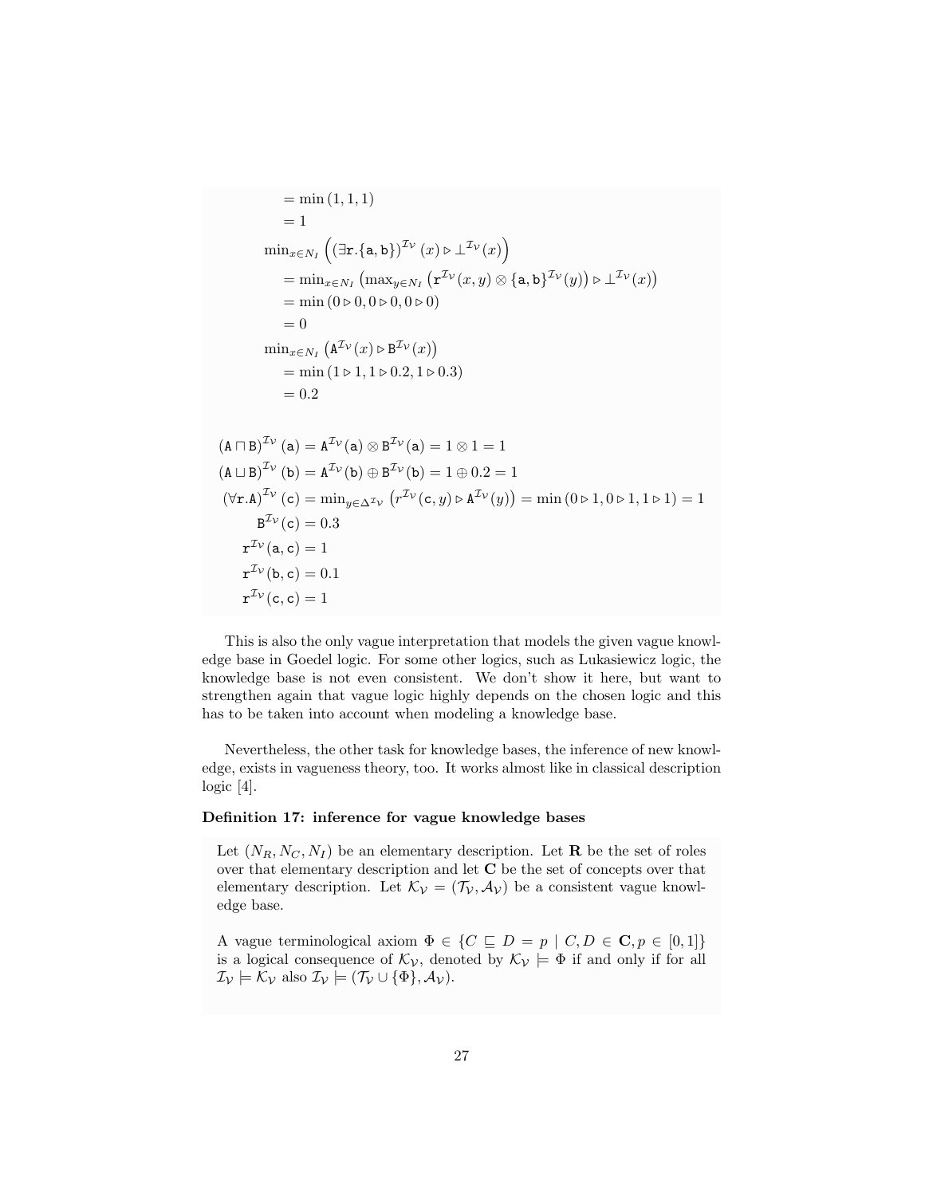$$
\begin{aligned}
&= \min(1,1,1) \\
&= 1 \\
&\min_{x \in N_I} \left( (\exists \mathtt{r}.\{\mathtt{a},\mathtt{b}\})^{\mathcal{I}_\mathcal{V}}(x) \triangleright \bot^{\mathcal{I}_\mathcal{V}}(x) \right) \\
&= \min_{x \in N_I} \left( \max_{y \in N_I} \left( \mathtt{r}^{\mathcal{I}_\mathcal{V}}(x,y) \otimes \{\mathtt{a},\mathtt{b}\}^{\mathcal{I}_\mathcal{V}}(y) \right) \triangleright \bot^{\mathcal{I}_\mathcal{V}}(x) \right) \\
&= \min(0 \triangleright 0, 0 \triangleright 0, 0 \triangleright 0) \\
&= 0 \\
&\min_{x \in N_I} \left( \mathtt{A}^{\mathcal{I}_\mathcal{V}}(x) \triangleright \mathtt{B}^{\mathcal{I}_\mathcal{V}}(x) \right) \\
&= \min(1 \triangleright 1, 1 \triangleright 0.2, 1 \triangleright 0.3) \\
&= 0.2
\end{aligned}
$$

$$
\begin{aligned}
(\mathtt{A} \sqcap \mathtt{B})^{\mathcal{I}_\mathcal{V}}(\mathtt{a}) &= \mathtt{A}^{\mathcal{I}_\mathcal{V}}(\mathtt{a}) \otimes \mathtt{B}^{\mathcal{I}_\mathcal{V}}(\mathtt{a}) = 1 \otimes 1 = 1 \\
(\mathtt{A} \sqcup \mathtt{B})^{\mathcal{I}_\mathcal{V}}(\mathtt{b}) &= \mathtt{A}^{\mathcal{I}_\mathcal{V}}(\mathtt{b}) \oplus \mathtt{B}^{\mathcal{I}_\mathcal{V}}(\mathtt{b}) = 1 \oplus 0.2 = 1 \\
(\forall \mathtt{r}.\mathtt{A})^{\mathcal{I}_\mathcal{V}}(\mathtt{c}) &= \min_{y \in \Delta^{\mathcal{I}_\mathcal{V}}} \left( r^{\mathcal{I}_\mathcal{V}}(\mathtt{c},y) \triangleright \mathtt{A}^{\mathcal{I}_\mathcal{V}}(y) \right) = \min(0 \triangleright 1, 0 \triangleright 1, 1 \triangleright 1) = 1 \\
\mathtt{B}^{\mathcal{I}_\mathcal{V}}(\mathtt{c}) &= 0.3 \\
\mathtt{r}^{\mathcal{I}_\mathcal{V}}(\mathtt{a},\mathtt{c}) &= 1 \\
\mathtt{r}^{\mathcal{I}_\mathcal{V}}(\mathtt{b},\mathtt{c}) &= 0.1 \\
\mathtt{r}^{\mathcal{I}_\mathcal{V}}(\mathtt{c},\mathtt{c}) &= 1
\end{aligned}
$$

This is also the only vague interpretation that models the given vague knowledge base in Goedel logic. For some other logics, such as Lukasiewicz logic, the knowledge base is not even consistent. We don't show it here, but want to strengthen again that vague logic highly depends on the chosen logic and this has to be taken into account when modeling a knowledge base.

Nevertheless, the other task for knowledge bases, the inference of new knowledge, exists in vagueness theory, too. It works almost like in classical description logic [4].

**Definition 17: inference for vague knowledge bases**

Let $(N_R, N_C, N_I)$ be an elementary description. Let $\mathbf{R}$ be the set of roles over that elementary description and let $\mathbf{C}$ be the set of concepts over that elementary description. Let $\mathcal{K}_\mathcal{V} = (\mathcal{T}_\mathcal{V}, \mathcal{A}_\mathcal{V})$ be a consistent vague knowledge base.

A vague terminological axiom $\Phi \in \{C \sqsubseteq D = p \mid C, D \in \mathbf{C}, p \in [0,1]\}$ is a logical consequence of $\mathcal{K}_\mathcal{V}$, denoted by $\mathcal{K}_\mathcal{V} \models \Phi$ if and only if for all $\mathcal{I}_\mathcal{V} \models \mathcal{K}_\mathcal{V}$ also $\mathcal{I}_\mathcal{V} \models (\mathcal{T}_\mathcal{V} \cup \{\Phi\}, \mathcal{A}_\mathcal{V})$.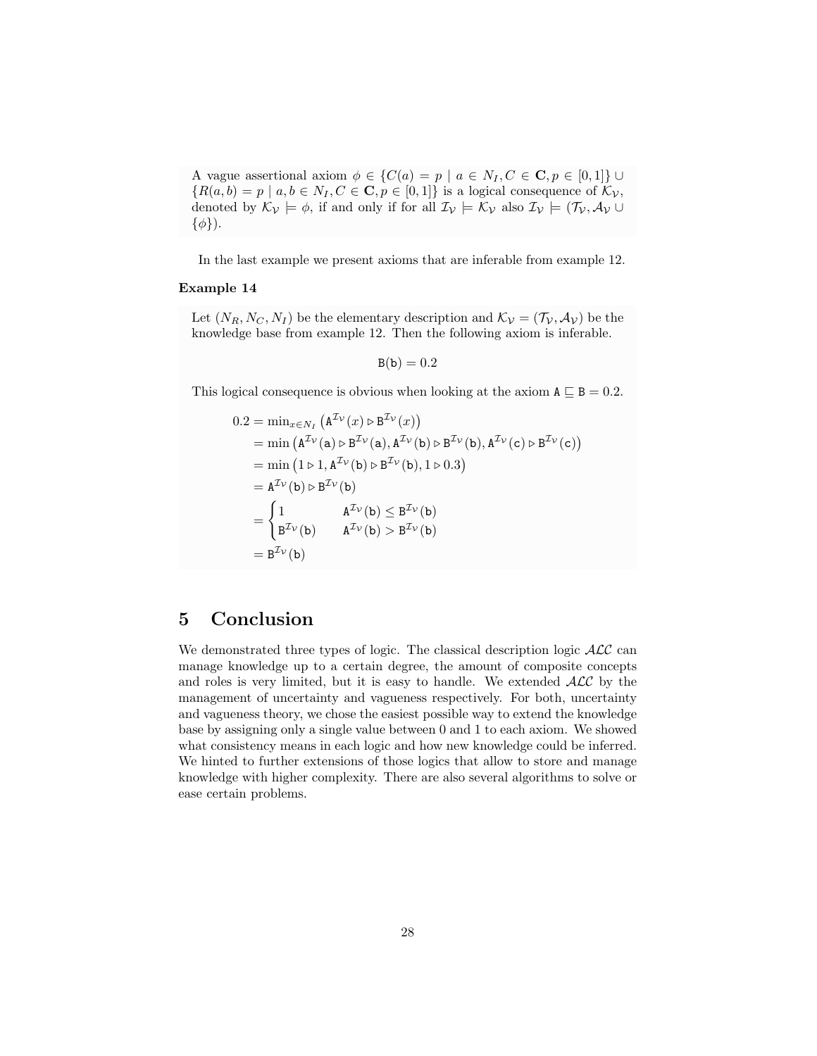A vague assertional axiom $\phi \in \{C(a) = p \mid a \in N_I, C \in \mathbf{C}, p \in [0,1]\} \cup \{R(a,b) = p \mid a,b \in N_I, C \in \mathbf{C}, p \in [0,1]\}$ is a logical consequence of $\mathcal{K}_\mathcal{V}$, denoted by $\mathcal{K}_\mathcal{V} \models \phi$, if and only if for all $\mathcal{I}_\mathcal{V} \models \mathcal{K}_\mathcal{V}$ also $\mathcal{I}_\mathcal{V} \models (\mathcal{T}_\mathcal{V}, \mathcal{A}_\mathcal{V} \cup \{\phi\})$.

In the last example we present axioms that are inferable from example 12.

**Example 14**

Let $(N_R, N_C, N_I)$ be the elementary description and $\mathcal{K}_\mathcal{V} = (\mathcal{T}_\mathcal{V}, \mathcal{A}_\mathcal{V})$ be the knowledge base from example 12. Then the following axiom is inferable.

$$\mathtt{B}(\mathtt{b}) = 0.2$$

This logical consequence is obvious when looking at the axiom $\mathtt{A} \sqsubseteq \mathtt{B} = 0.2$.

$$\begin{aligned}
0.2 &= \min_{x \in N_I} \left(\mathtt{A}^{\mathcal{I}_\mathcal{V}}(x) \rhd \mathtt{B}^{\mathcal{I}_\mathcal{V}}(x)\right) \\
&= \min\left(\mathtt{A}^{\mathcal{I}_\mathcal{V}}(\mathtt{a}) \rhd \mathtt{B}^{\mathcal{I}_\mathcal{V}}(\mathtt{a}), \mathtt{A}^{\mathcal{I}_\mathcal{V}}(\mathtt{b}) \rhd \mathtt{B}^{\mathcal{I}_\mathcal{V}}(\mathtt{b}), \mathtt{A}^{\mathcal{I}_\mathcal{V}}(\mathtt{c}) \rhd \mathtt{B}^{\mathcal{I}_\mathcal{V}}(\mathtt{c})\right) \\
&= \min\left(1 \rhd 1, \mathtt{A}^{\mathcal{I}_\mathcal{V}}(\mathtt{b}) \rhd \mathtt{B}^{\mathcal{I}_\mathcal{V}}(\mathtt{b}), 1 \rhd 0.3\right) \\
&= \mathtt{A}^{\mathcal{I}_\mathcal{V}}(\mathtt{b}) \rhd \mathtt{B}^{\mathcal{I}_\mathcal{V}}(\mathtt{b}) \\
&= \begin{cases} 1 & \mathtt{A}^{\mathcal{I}_\mathcal{V}}(\mathtt{b}) \leq \mathtt{B}^{\mathcal{I}_\mathcal{V}}(\mathtt{b}) \\ \mathtt{B}^{\mathcal{I}_\mathcal{V}}(\mathtt{b}) & \mathtt{A}^{\mathcal{I}_\mathcal{V}}(\mathtt{b}) > \mathtt{B}^{\mathcal{I}_\mathcal{V}}(\mathtt{b}) \end{cases} \\
&= \mathtt{B}^{\mathcal{I}_\mathcal{V}}(\mathtt{b})
\end{aligned}$$

# 5 Conclusion

We demonstrated three types of logic. The classical description logic $\mathcal{ALC}$ can manage knowledge up to a certain degree, the amount of composite concepts and roles is very limited, but it is easy to handle. We extended $\mathcal{ALC}$ by the management of uncertainty and vagueness respectively. For both, uncertainty and vagueness theory, we chose the easiest possible way to extend the knowledge base by assigning only a single value between 0 and 1 to each axiom. We showed what consistency means in each logic and how new knowledge could be inferred. We hinted to further extensions of those logics that allow to store and manage knowledge with higher complexity. There are also several algorithms to solve or ease certain problems.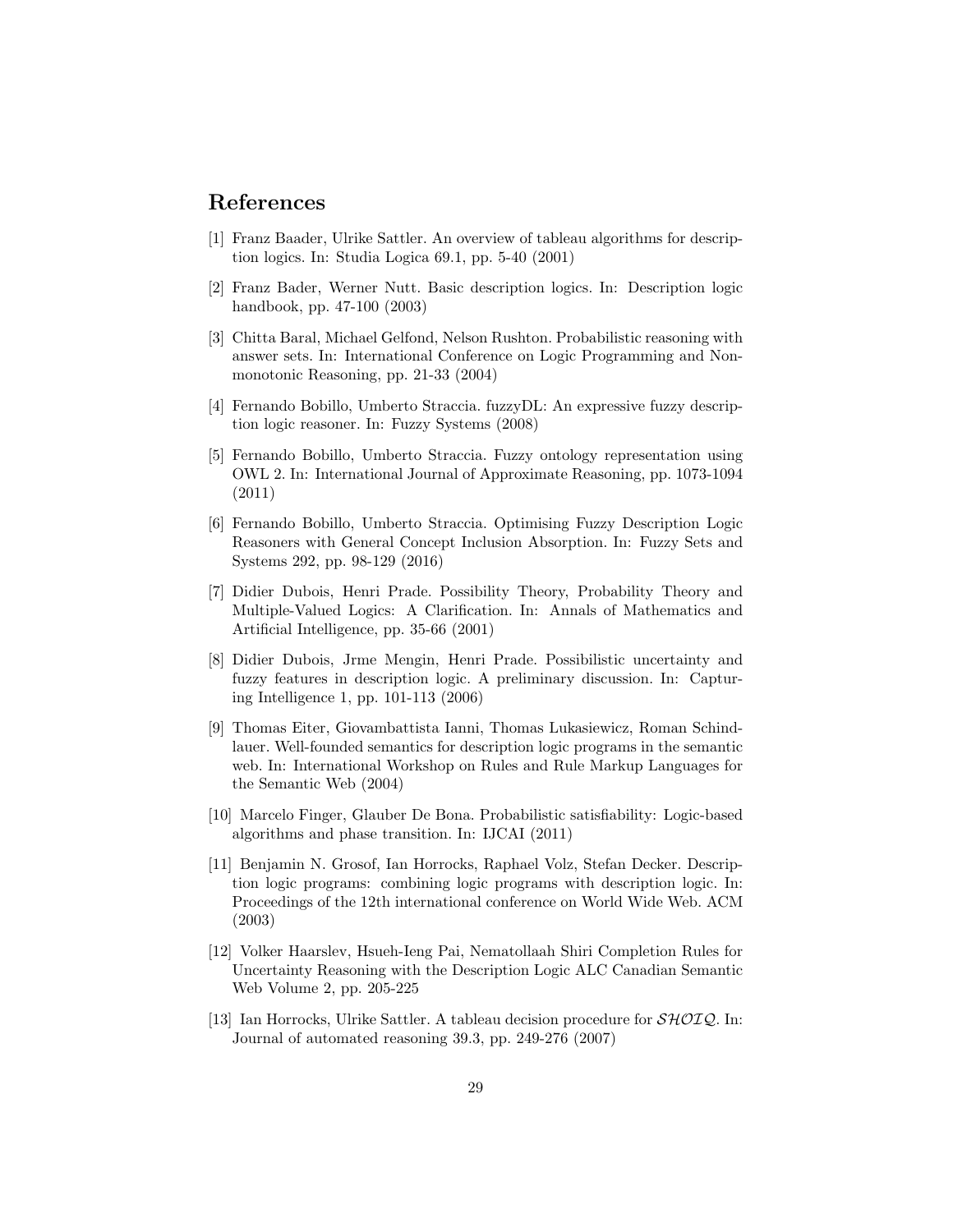## References

[1] Franz Baader, Ulrike Sattler. An overview of tableau algorithms for description logics. In: Studia Logica 69.1, pp. 5-40 (2001)

[2] Franz Bader, Werner Nutt. Basic description logics. In: Description logic handbook, pp. 47-100 (2003)

[3] Chitta Baral, Michael Gelfond, Nelson Rushton. Probabilistic reasoning with answer sets. In: International Conference on Logic Programming and Nonmonotonic Reasoning, pp. 21-33 (2004)

[4] Fernando Bobillo, Umberto Straccia. fuzzyDL: An expressive fuzzy description logic reasoner. In: Fuzzy Systems (2008)

[5] Fernando Bobillo, Umberto Straccia. Fuzzy ontology representation using OWL 2. In: International Journal of Approximate Reasoning, pp. 1073-1094 (2011)

[6] Fernando Bobillo, Umberto Straccia. Optimising Fuzzy Description Logic Reasoners with General Concept Inclusion Absorption. In: Fuzzy Sets and Systems 292, pp. 98-129 (2016)

[7] Didier Dubois, Henri Prade. Possibility Theory, Probability Theory and Multiple-Valued Logics: A Clarification. In: Annals of Mathematics and Artificial Intelligence, pp. 35-66 (2001)

[8] Didier Dubois, Jrme Mengin, Henri Prade. Possibilistic uncertainty and fuzzy features in description logic. A preliminary discussion. In: Capturing Intelligence 1, pp. 101-113 (2006)

[9] Thomas Eiter, Giovambattista Ianni, Thomas Lukasiewicz, Roman Schindlauer. Well-founded semantics for description logic programs in the semantic web. In: International Workshop on Rules and Rule Markup Languages for the Semantic Web (2004)

[10] Marcelo Finger, Glauber De Bona. Probabilistic satisfiability: Logic-based algorithms and phase transition. In: IJCAI (2011)

[11] Benjamin N. Grosof, Ian Horrocks, Raphael Volz, Stefan Decker. Description logic programs: combining logic programs with description logic. In: Proceedings of the 12th international conference on World Wide Web. ACM (2003)

[12] Volker Haarslev, Hsueh-Ieng Pai, Nematollaah Shiri Completion Rules for Uncertainty Reasoning with the Description Logic ALC Canadian Semantic Web Volume 2, pp. 205-225

[13] Ian Horrocks, Ulrike Sattler. A tableau decision procedure for $\mathcal{SHOIQ}$. In: Journal of automated reasoning 39.3, pp. 249-276 (2007)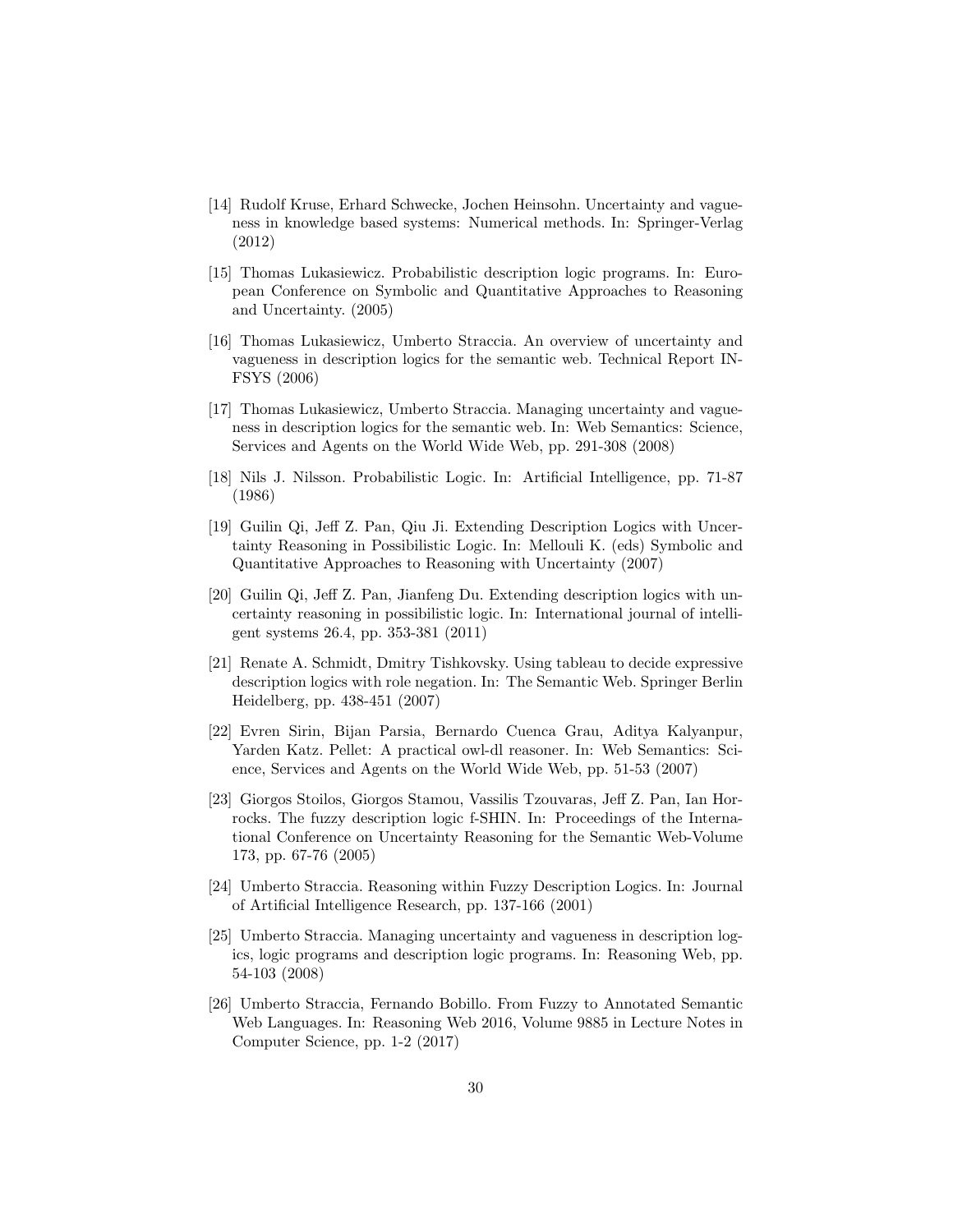[14] Rudolf Kruse, Erhard Schwecke, Jochen Heinsohn. Uncertainty and vagueness in knowledge based systems: Numerical methods. In: Springer-Verlag (2012)

[15] Thomas Lukasiewicz. Probabilistic description logic programs. In: European Conference on Symbolic and Quantitative Approaches to Reasoning and Uncertainty. (2005)

[16] Thomas Lukasiewicz, Umberto Straccia. An overview of uncertainty and vagueness in description logics for the semantic web. Technical Report INFSYS (2006)

[17] Thomas Lukasiewicz, Umberto Straccia. Managing uncertainty and vagueness in description logics for the semantic web. In: Web Semantics: Science, Services and Agents on the World Wide Web, pp. 291-308 (2008)

[18] Nils J. Nilsson. Probabilistic Logic. In: Artificial Intelligence, pp. 71-87 (1986)

[19] Guilin Qi, Jeff Z. Pan, Qiu Ji. Extending Description Logics with Uncertainty Reasoning in Possibilistic Logic. In: Mellouli K. (eds) Symbolic and Quantitative Approaches to Reasoning with Uncertainty (2007)

[20] Guilin Qi, Jeff Z. Pan, Jianfeng Du. Extending description logics with uncertainty reasoning in possibilistic logic. In: International journal of intelligent systems 26.4, pp. 353-381 (2011)

[21] Renate A. Schmidt, Dmitry Tishkovsky. Using tableau to decide expressive description logics with role negation. In: The Semantic Web. Springer Berlin Heidelberg, pp. 438-451 (2007)

[22] Evren Sirin, Bijan Parsia, Bernardo Cuenca Grau, Aditya Kalyanpur, Yarden Katz. Pellet: A practical owl-dl reasoner. In: Web Semantics: Science, Services and Agents on the World Wide Web, pp. 51-53 (2007)

[23] Giorgos Stoilos, Giorgos Stamou, Vassilis Tzouvaras, Jeff Z. Pan, Ian Horrocks. The fuzzy description logic f-SHIN. In: Proceedings of the International Conference on Uncertainty Reasoning for the Semantic Web-Volume 173, pp. 67-76 (2005)

[24] Umberto Straccia. Reasoning within Fuzzy Description Logics. In: Journal of Artificial Intelligence Research, pp. 137-166 (2001)

[25] Umberto Straccia. Managing uncertainty and vagueness in description logics, logic programs and description logic programs. In: Reasoning Web, pp. 54-103 (2008)

[26] Umberto Straccia, Fernando Bobillo. From Fuzzy to Annotated Semantic Web Languages. In: Reasoning Web 2016, Volume 9885 in Lecture Notes in Computer Science, pp. 1-2 (2017)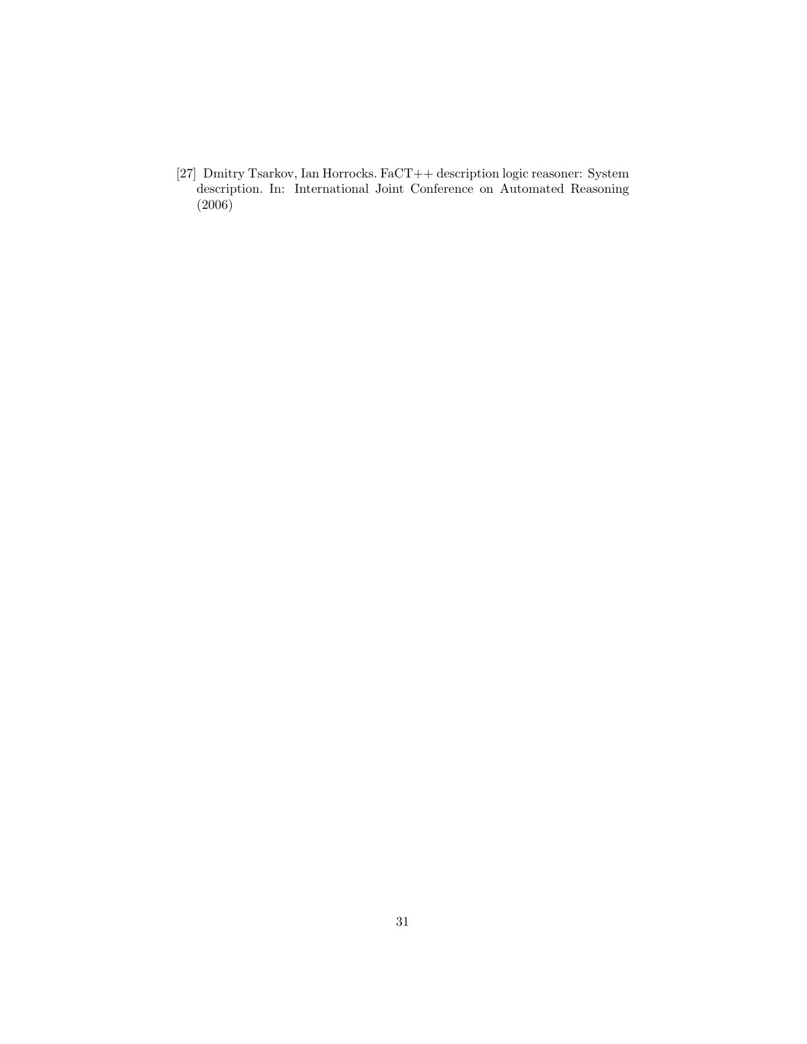[27] Dmitry Tsarkov, Ian Horrocks. FaCT++ description logic reasoner: System description. In: International Joint Conference on Automated Reasoning (2006)